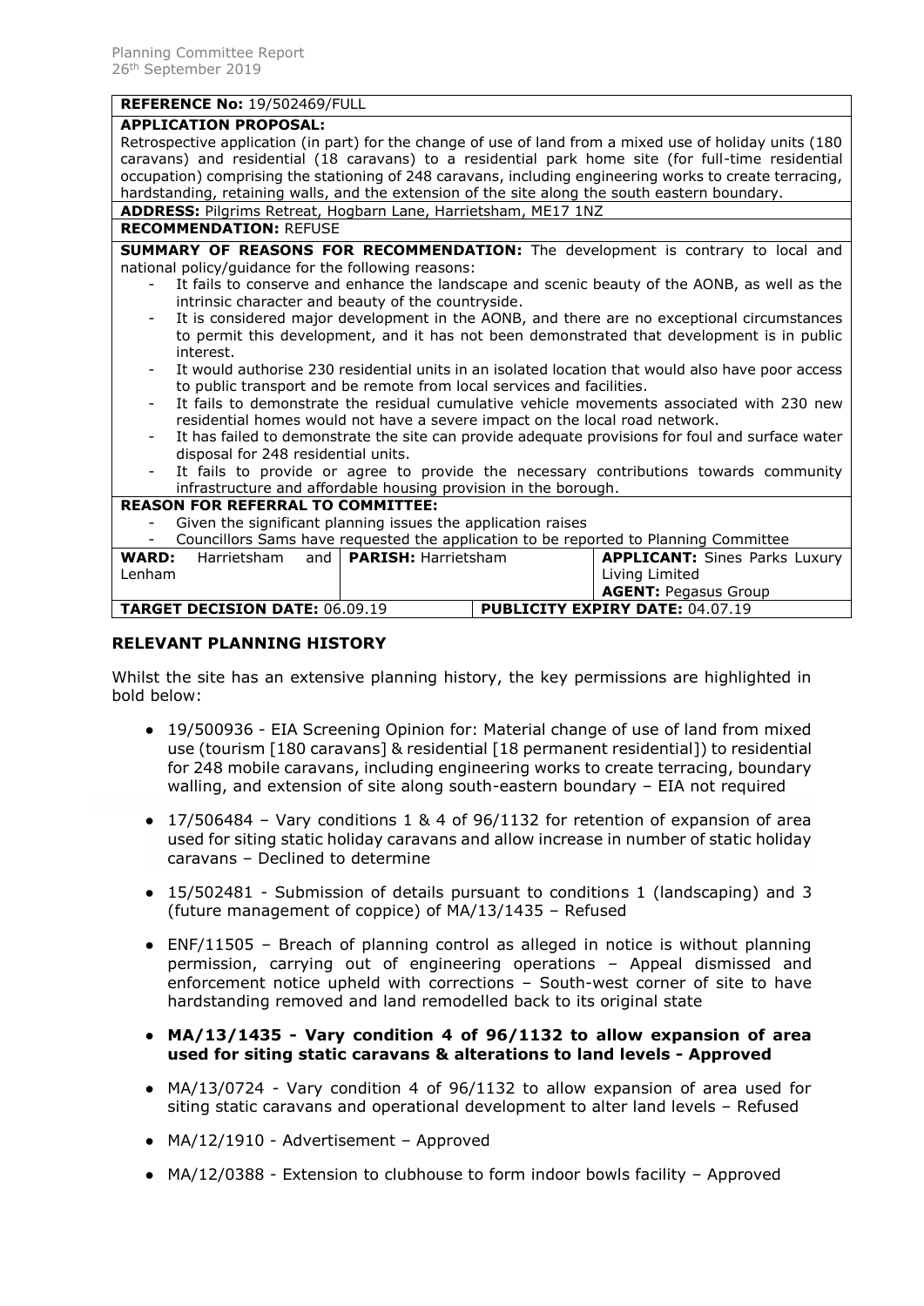Planning Committee Report
26th September 2019

**REFERENCE No:** 19/502469/FULL

**APPLICATION PROPOSAL:**
Retrospective application (in part) for the change of use of land from a mixed use of holiday units (180 caravans) and residential (18 caravans) to a residential park home site (for full-time residential occupation) comprising the stationing of 248 caravans, including engineering works to create terracing, hardstanding, retaining walls, and the extension of the site along the south eastern boundary.

**ADDRESS:** Pilgrims Retreat, Hogbarn Lane, Harrietsham, ME17 1NZ

**RECOMMENDATION:** REFUSE

**SUMMARY OF REASONS FOR RECOMMENDATION:** The development is contrary to local and national policy/guidance for the following reasons:

- It fails to conserve and enhance the landscape and scenic beauty of the AONB, as well as the intrinsic character and beauty of the countryside.
- It is considered major development in the AONB, and there are no exceptional circumstances to permit this development, and it has not been demonstrated that development is in public interest.
- It would authorise 230 residential units in an isolated location that would also have poor access to public transport and be remote from local services and facilities.
- It fails to demonstrate the residual cumulative vehicle movements associated with 230 new residential homes would not have a severe impact on the local road network.
- It has failed to demonstrate the site can provide adequate provisions for foul and surface water disposal for 248 residential units.
- It fails to provide or agree to provide the necessary contributions towards community infrastructure and affordable housing provision in the borough.

**REASON FOR REFERRAL TO COMMITTEE:**

- Given the significant planning issues the application raises
- Councillors Sams have requested the application to be reported to Planning Committee

| **WARD:** Harrietsham and Lenham | **PARISH:** Harrietsham | **APPLICANT:** Sines Parks Luxury Living Limited<br>**AGENT:** Pegasus Group |
|---|---|---|
| **TARGET DECISION DATE:** 06.09.19 | | **PUBLICITY EXPIRY DATE:** 04.07.19 |

## RELEVANT PLANNING HISTORY

Whilst the site has an extensive planning history, the key permissions are highlighted in bold below:

- 19/500936 - EIA Screening Opinion for: Material change of use of land from mixed use (tourism [180 caravans] & residential [18 permanent residential]) to residential for 248 mobile caravans, including engineering works to create terracing, boundary walling, and extension of site along south-eastern boundary – EIA not required
- 17/506484 – Vary conditions 1 & 4 of 96/1132 for retention of expansion of area used for siting static holiday caravans and allow increase in number of static holiday caravans – Declined to determine
- 15/502481 - Submission of details pursuant to conditions 1 (landscaping) and 3 (future management of coppice) of MA/13/1435 – Refused
- ENF/11505 – Breach of planning control as alleged in notice is without planning permission, carrying out of engineering operations – Appeal dismissed and enforcement notice upheld with corrections – South-west corner of site to have hardstanding removed and land remodelled back to its original state
- **MA/13/1435 - Vary condition 4 of 96/1132 to allow expansion of area used for siting static caravans & alterations to land levels - Approved**
- MA/13/0724 - Vary condition 4 of 96/1132 to allow expansion of area used for siting static caravans and operational development to alter land levels – Refused
- MA/12/1910 - Advertisement – Approved
- MA/12/0388 - Extension to clubhouse to form indoor bowls facility – Approved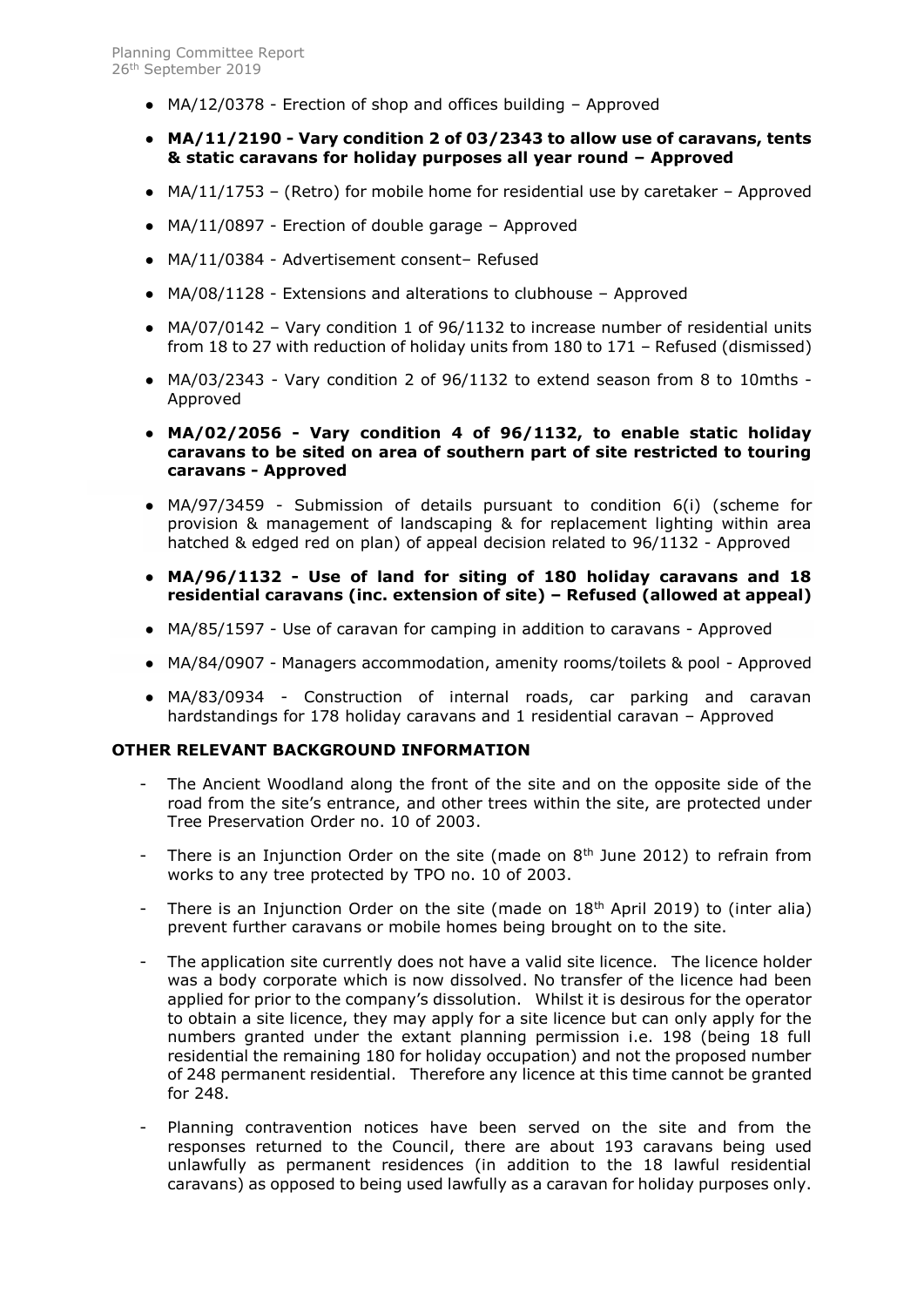- MA/12/0378 - Erection of shop and offices building – Approved
- **MA/11/2190 - Vary condition 2 of 03/2343 to allow use of caravans, tents & static caravans for holiday purposes all year round – Approved**
- MA/11/1753 – (Retro) for mobile home for residential use by caretaker – Approved
- MA/11/0897 - Erection of double garage – Approved
- MA/11/0384 - Advertisement consent– Refused
- MA/08/1128 - Extensions and alterations to clubhouse – Approved
- MA/07/0142 – Vary condition 1 of 96/1132 to increase number of residential units from 18 to 27 with reduction of holiday units from 180 to 171 – Refused (dismissed)
- MA/03/2343 - Vary condition 2 of 96/1132 to extend season from 8 to 10mths - Approved
- **MA/02/2056 - Vary condition 4 of 96/1132, to enable static holiday caravans to be sited on area of southern part of site restricted to touring caravans - Approved**
- MA/97/3459 - Submission of details pursuant to condition 6(i) (scheme for provision & management of landscaping & for replacement lighting within area hatched & edged red on plan) of appeal decision related to 96/1132 - Approved
- **MA/96/1132 - Use of land for siting of 180 holiday caravans and 18 residential caravans (inc. extension of site) – Refused (allowed at appeal)**
- MA/85/1597 - Use of caravan for camping in addition to caravans - Approved
- MA/84/0907 - Managers accommodation, amenity rooms/toilets & pool - Approved
- MA/83/0934 - Construction of internal roads, car parking and caravan hardstandings for 178 holiday caravans and 1 residential caravan – Approved

**OTHER RELEVANT BACKGROUND INFORMATION**

- The Ancient Woodland along the front of the site and on the opposite side of the road from the site's entrance, and other trees within the site, are protected under Tree Preservation Order no. 10 of 2003.
- There is an Injunction Order on the site (made on 8th June 2012) to refrain from works to any tree protected by TPO no. 10 of 2003.
- There is an Injunction Order on the site (made on 18th April 2019) to (inter alia) prevent further caravans or mobile homes being brought on to the site.
- The application site currently does not have a valid site licence. The licence holder was a body corporate which is now dissolved. No transfer of the licence had been applied for prior to the company's dissolution. Whilst it is desirous for the operator to obtain a site licence, they may apply for a site licence but can only apply for the numbers granted under the extant planning permission i.e. 198 (being 18 full residential the remaining 180 for holiday occupation) and not the proposed number of 248 permanent residential. Therefore any licence at this time cannot be granted for 248.
- Planning contravention notices have been served on the site and from the responses returned to the Council, there are about 193 caravans being used unlawfully as permanent residences (in addition to the 18 lawful residential caravans) as opposed to being used lawfully as a caravan for holiday purposes only.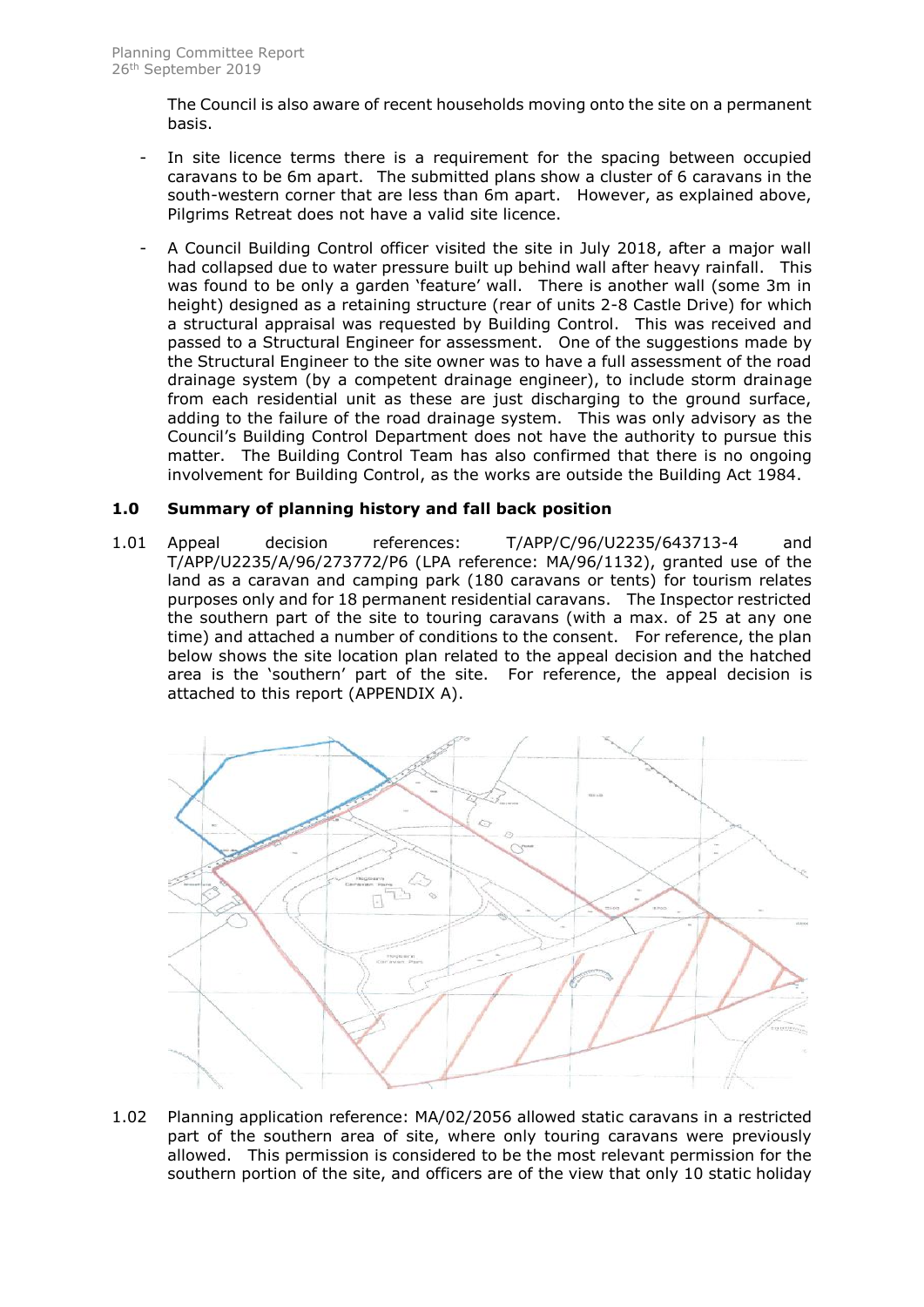The Council is also aware of recent households moving onto the site on a permanent basis.

- In site licence terms there is a requirement for the spacing between occupied caravans to be 6m apart. The submitted plans show a cluster of 6 caravans in the south-western corner that are less than 6m apart. However, as explained above, Pilgrims Retreat does not have a valid site licence.

- A Council Building Control officer visited the site in July 2018, after a major wall had collapsed due to water pressure built up behind wall after heavy rainfall. This was found to be only a garden 'feature' wall. There is another wall (some 3m in height) designed as a retaining structure (rear of units 2-8 Castle Drive) for which a structural appraisal was requested by Building Control. This was received and passed to a Structural Engineer for assessment. One of the suggestions made by the Structural Engineer to the site owner was to have a full assessment of the road drainage system (by a competent drainage engineer), to include storm drainage from each residential unit as these are just discharging to the ground surface, adding to the failure of the road drainage system. This was only advisory as the Council's Building Control Department does not have the authority to pursue this matter. The Building Control Team has also confirmed that there is no ongoing involvement for Building Control, as the works are outside the Building Act 1984.

## 1.0 Summary of planning history and fall back position

1.01 Appeal decision references: T/APP/C/96/U2235/643713-4 and T/APP/U2235/A/96/273772/P6 (LPA reference: MA/96/1132), granted use of the land as a caravan and camping park (180 caravans or tents) for tourism relates purposes only and for 18 permanent residential caravans. The Inspector restricted the southern part of the site to touring caravans (with a max. of 25 at any one time) and attached a number of conditions to the consent. For reference, the plan below shows the site location plan related to the appeal decision and the hatched area is the 'southern' part of the site. For reference, the appeal decision is attached to this report (APPENDIX A).

1.02 Planning application reference: MA/02/2056 allowed static caravans in a restricted part of the southern area of site, where only touring caravans were previously allowed. This permission is considered to be the most relevant permission for the southern portion of the site, and officers are of the view that only 10 static holiday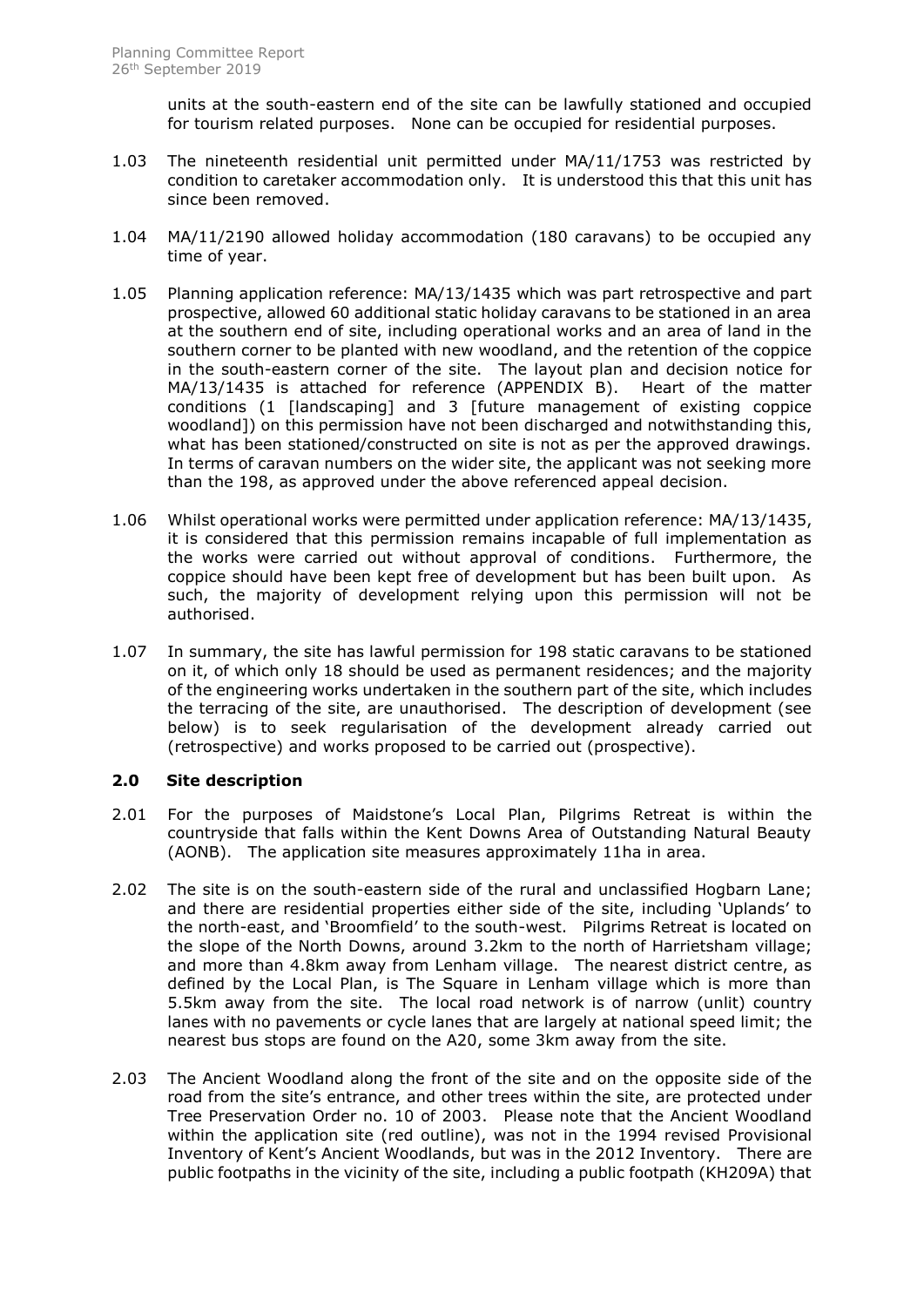units at the south-eastern end of the site can be lawfully stationed and occupied for tourism related purposes. None can be occupied for residential purposes.

1.03 The nineteenth residential unit permitted under MA/11/1753 was restricted by condition to caretaker accommodation only. It is understood this that this unit has since been removed.

1.04 MA/11/2190 allowed holiday accommodation (180 caravans) to be occupied any time of year.

1.05 Planning application reference: MA/13/1435 which was part retrospective and part prospective, allowed 60 additional static holiday caravans to be stationed in an area at the southern end of site, including operational works and an area of land in the southern corner to be planted with new woodland, and the retention of the coppice in the south-eastern corner of the site. The layout plan and decision notice for MA/13/1435 is attached for reference (APPENDIX B). Heart of the matter conditions (1 [landscaping] and 3 [future management of existing coppice woodland]) on this permission have not been discharged and notwithstanding this, what has been stationed/constructed on site is not as per the approved drawings. In terms of caravan numbers on the wider site, the applicant was not seeking more than the 198, as approved under the above referenced appeal decision.

1.06 Whilst operational works were permitted under application reference: MA/13/1435, it is considered that this permission remains incapable of full implementation as the works were carried out without approval of conditions. Furthermore, the coppice should have been kept free of development but has been built upon. As such, the majority of development relying upon this permission will not be authorised.

1.07 In summary, the site has lawful permission for 198 static caravans to be stationed on it, of which only 18 should be used as permanent residences; and the majority of the engineering works undertaken in the southern part of the site, which includes the terracing of the site, are unauthorised. The description of development (see below) is to seek regularisation of the development already carried out (retrospective) and works proposed to be carried out (prospective).

## 2.0 Site description

2.01 For the purposes of Maidstone's Local Plan, Pilgrims Retreat is within the countryside that falls within the Kent Downs Area of Outstanding Natural Beauty (AONB). The application site measures approximately 11ha in area.

2.02 The site is on the south-eastern side of the rural and unclassified Hogbarn Lane; and there are residential properties either side of the site, including 'Uplands' to the north-east, and 'Broomfield' to the south-west. Pilgrims Retreat is located on the slope of the North Downs, around 3.2km to the north of Harrietsham village; and more than 4.8km away from Lenham village. The nearest district centre, as defined by the Local Plan, is The Square in Lenham village which is more than 5.5km away from the site. The local road network is of narrow (unlit) country lanes with no pavements or cycle lanes that are largely at national speed limit; the nearest bus stops are found on the A20, some 3km away from the site.

2.03 The Ancient Woodland along the front of the site and on the opposite side of the road from the site's entrance, and other trees within the site, are protected under Tree Preservation Order no. 10 of 2003. Please note that the Ancient Woodland within the application site (red outline), was not in the 1994 revised Provisional Inventory of Kent's Ancient Woodlands, but was in the 2012 Inventory. There are public footpaths in the vicinity of the site, including a public footpath (KH209A) that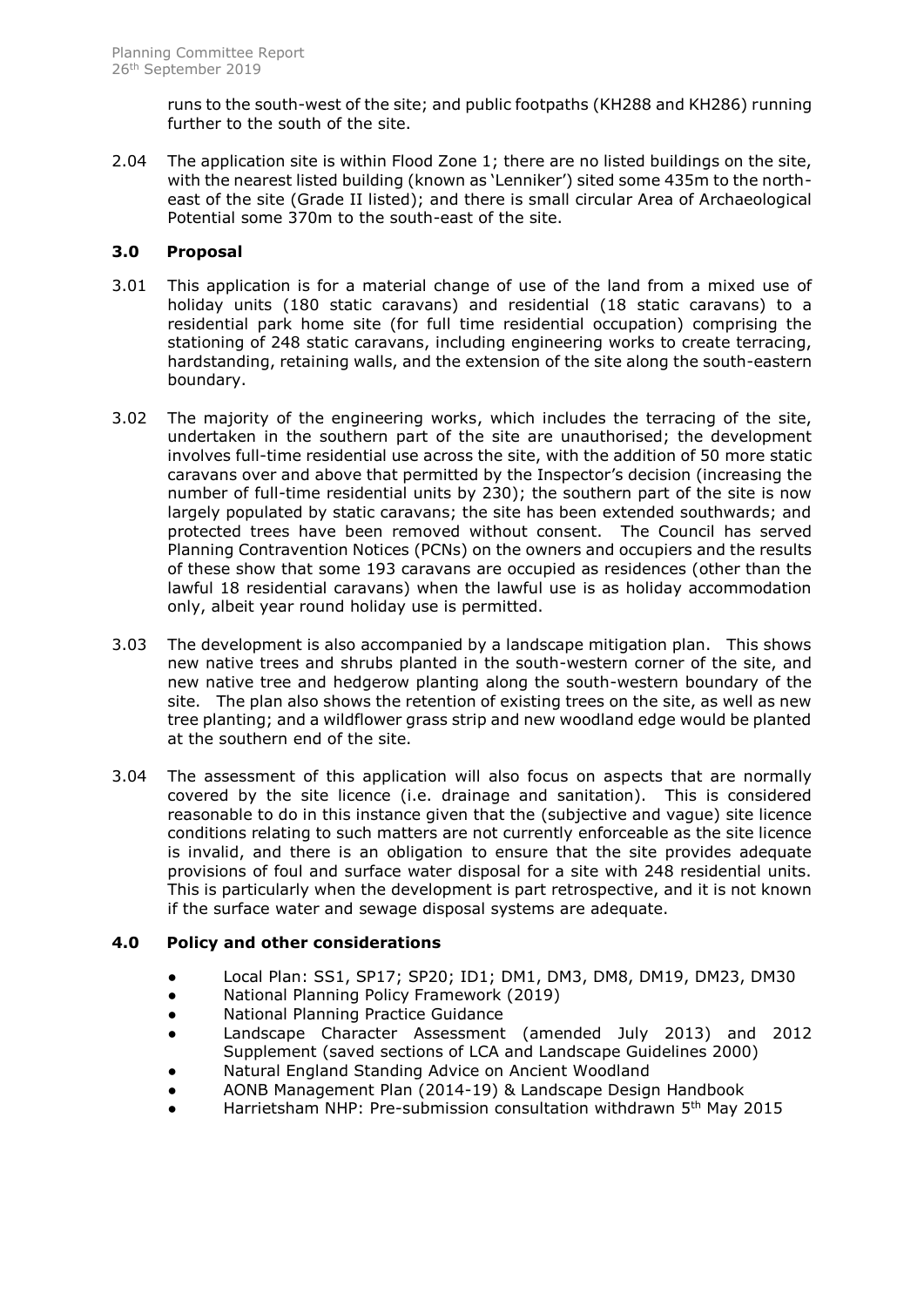runs to the south-west of the site; and public footpaths (KH288 and KH286) running further to the south of the site.

2.04 The application site is within Flood Zone 1; there are no listed buildings on the site, with the nearest listed building (known as 'Lenniker') sited some 435m to the north-east of the site (Grade II listed); and there is small circular Area of Archaeological Potential some 370m to the south-east of the site.

## 3.0 Proposal

3.01 This application is for a material change of use of the land from a mixed use of holiday units (180 static caravans) and residential (18 static caravans) to a residential park home site (for full time residential occupation) comprising the stationing of 248 static caravans, including engineering works to create terracing, hardstanding, retaining walls, and the extension of the site along the south-eastern boundary.

3.02 The majority of the engineering works, which includes the terracing of the site, undertaken in the southern part of the site are unauthorised; the development involves full-time residential use across the site, with the addition of 50 more static caravans over and above that permitted by the Inspector's decision (increasing the number of full-time residential units by 230); the southern part of the site is now largely populated by static caravans; the site has been extended southwards; and protected trees have been removed without consent. The Council has served Planning Contravention Notices (PCNs) on the owners and occupiers and the results of these show that some 193 caravans are occupied as residences (other than the lawful 18 residential caravans) when the lawful use is as holiday accommodation only, albeit year round holiday use is permitted.

3.03 The development is also accompanied by a landscape mitigation plan. This shows new native trees and shrubs planted in the south-western corner of the site, and new native tree and hedgerow planting along the south-western boundary of the site. The plan also shows the retention of existing trees on the site, as well as new tree planting; and a wildflower grass strip and new woodland edge would be planted at the southern end of the site.

3.04 The assessment of this application will also focus on aspects that are normally covered by the site licence (i.e. drainage and sanitation). This is considered reasonable to do in this instance given that the (subjective and vague) site licence conditions relating to such matters are not currently enforceable as the site licence is invalid, and there is an obligation to ensure that the site provides adequate provisions of foul and surface water disposal for a site with 248 residential units. This is particularly when the development is part retrospective, and it is not known if the surface water and sewage disposal systems are adequate.

## 4.0 Policy and other considerations

- Local Plan: SS1, SP17; SP20; ID1; DM1, DM3, DM8, DM19, DM23, DM30
- National Planning Policy Framework (2019)
- National Planning Practice Guidance
- Landscape Character Assessment (amended July 2013) and 2012 Supplement (saved sections of LCA and Landscape Guidelines 2000)
- Natural England Standing Advice on Ancient Woodland
- AONB Management Plan (2014-19) & Landscape Design Handbook
- Harrietsham NHP: Pre-submission consultation withdrawn 5th May 2015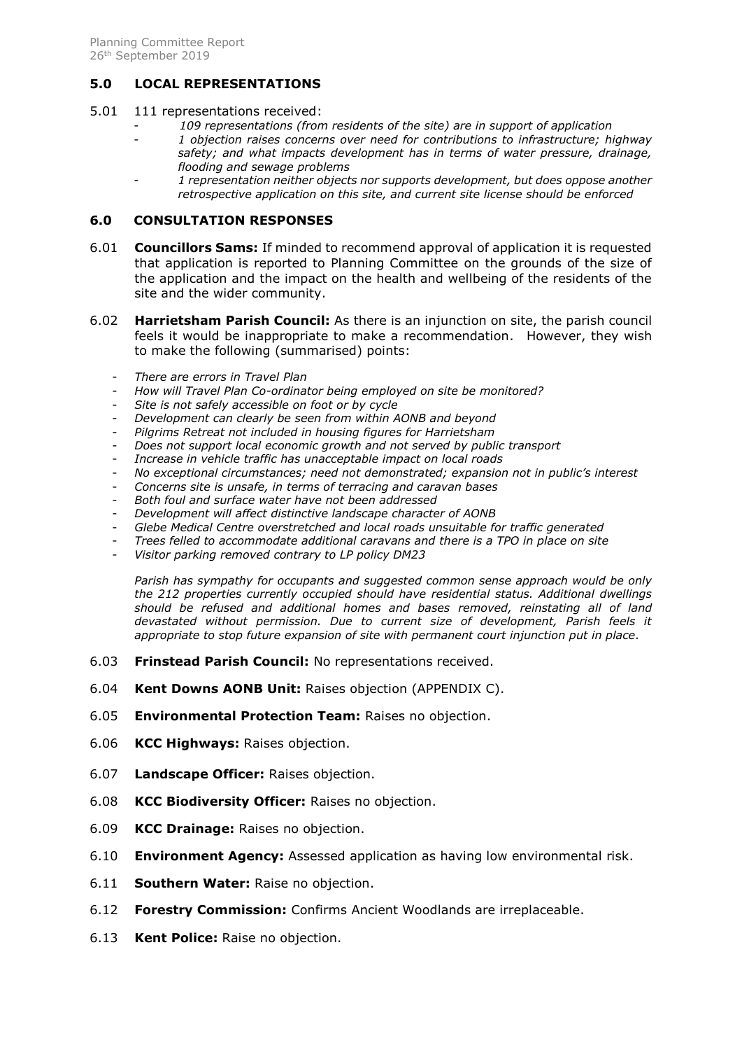## 5.0 LOCAL REPRESENTATIONS

5.01 111 representations received:

- *109 representations (from residents of the site) are in support of application*
- *1 objection raises concerns over need for contributions to infrastructure; highway safety; and what impacts development has in terms of water pressure, drainage, flooding and sewage problems*
- *1 representation neither objects nor supports development, but does oppose another retrospective application on this site, and current site license should be enforced*

## 6.0 CONSULTATION RESPONSES

6.01 **Councillors Sams:** If minded to recommend approval of application it is requested that application is reported to Planning Committee on the grounds of the size of the application and the impact on the health and wellbeing of the residents of the site and the wider community.

6.02 **Harrietsham Parish Council:** As there is an injunction on site, the parish council feels it would be inappropriate to make a recommendation. However, they wish to make the following (summarised) points:

- *There are errors in Travel Plan*
- *How will Travel Plan Co-ordinator being employed on site be monitored?*
- *Site is not safely accessible on foot or by cycle*
- *Development can clearly be seen from within AONB and beyond*
- *Pilgrims Retreat not included in housing figures for Harrietsham*
- *Does not support local economic growth and not served by public transport*
- *Increase in vehicle traffic has unacceptable impact on local roads*
- *No exceptional circumstances; need not demonstrated; expansion not in public's interest*
- *Concerns site is unsafe, in terms of terracing and caravan bases*
- *Both foul and surface water have not been addressed*
- *Development will affect distinctive landscape character of AONB*
- *Glebe Medical Centre overstretched and local roads unsuitable for traffic generated*
- *Trees felled to accommodate additional caravans and there is a TPO in place on site*
- *Visitor parking removed contrary to LP policy DM23*

*Parish has sympathy for occupants and suggested common sense approach would be only the 212 properties currently occupied should have residential status. Additional dwellings should be refused and additional homes and bases removed, reinstating all of land devastated without permission. Due to current size of development, Parish feels it appropriate to stop future expansion of site with permanent court injunction put in place.*

6.03 **Frinstead Parish Council:** No representations received.

6.04 **Kent Downs AONB Unit:** Raises objection (APPENDIX C).

6.05 **Environmental Protection Team:** Raises no objection.

6.06 **KCC Highways:** Raises objection.

6.07 **Landscape Officer:** Raises objection.

6.08 **KCC Biodiversity Officer:** Raises no objection.

6.09 **KCC Drainage:** Raises no objection.

6.10 **Environment Agency:** Assessed application as having low environmental risk.

6.11 **Southern Water:** Raise no objection.

6.12 **Forestry Commission:** Confirms Ancient Woodlands are irreplaceable.

6.13 **Kent Police:** Raise no objection.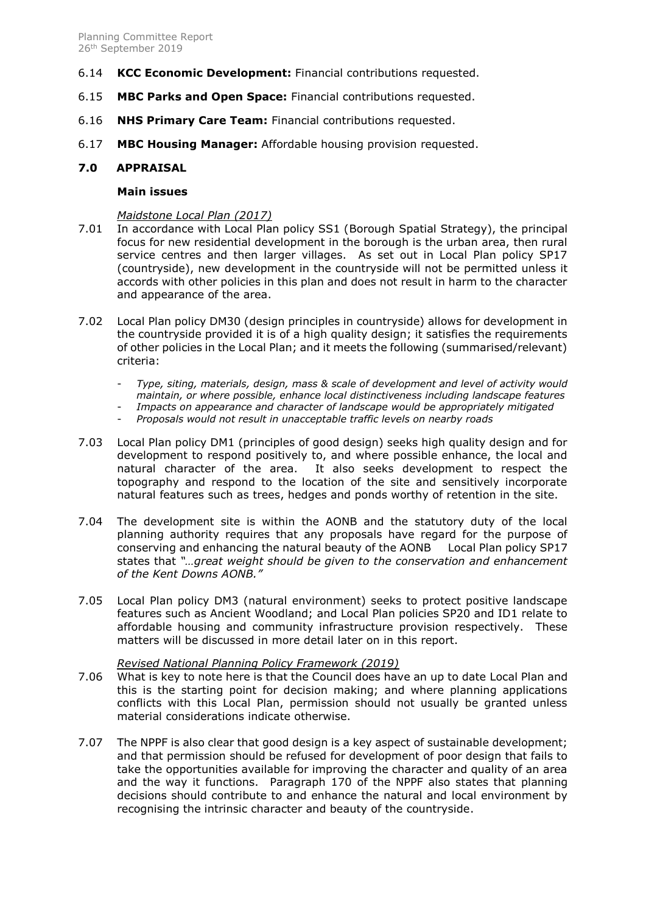6.14 **KCC Economic Development:** Financial contributions requested.

6.15 **MBC Parks and Open Space:** Financial contributions requested.

6.16 **NHS Primary Care Team:** Financial contributions requested.

6.17 **MBC Housing Manager:** Affordable housing provision requested.

## 7.0 APPRAISAL

### Main issues

*Maidstone Local Plan (2017)*

7.01 In accordance with Local Plan policy SS1 (Borough Spatial Strategy), the principal focus for new residential development in the borough is the urban area, then rural service centres and then larger villages. As set out in Local Plan policy SP17 (countryside), new development in the countryside will not be permitted unless it accords with other policies in this plan and does not result in harm to the character and appearance of the area.

7.02 Local Plan policy DM30 (design principles in countryside) allows for development in the countryside provided it is of a high quality design; it satisfies the requirements of other policies in the Local Plan; and it meets the following (summarised/relevant) criteria:

- *Type, siting, materials, design, mass & scale of development and level of activity would maintain, or where possible, enhance local distinctiveness including landscape features*
- *Impacts on appearance and character of landscape would be appropriately mitigated*
- *Proposals would not result in unacceptable traffic levels on nearby roads*

7.03 Local Plan policy DM1 (principles of good design) seeks high quality design and for development to respond positively to, and where possible enhance, the local and natural character of the area. It also seeks development to respect the topography and respond to the location of the site and sensitively incorporate natural features such as trees, hedges and ponds worthy of retention in the site.

7.04 The development site is within the AONB and the statutory duty of the local planning authority requires that any proposals have regard for the purpose of conserving and enhancing the natural beauty of the AONB Local Plan policy SP17 states that *"…great weight should be given to the conservation and enhancement of the Kent Downs AONB."*

7.05 Local Plan policy DM3 (natural environment) seeks to protect positive landscape features such as Ancient Woodland; and Local Plan policies SP20 and ID1 relate to affordable housing and community infrastructure provision respectively. These matters will be discussed in more detail later on in this report.

*Revised National Planning Policy Framework (2019)*

7.06 What is key to note here is that the Council does have an up to date Local Plan and this is the starting point for decision making; and where planning applications conflicts with this Local Plan, permission should not usually be granted unless material considerations indicate otherwise.

7.07 The NPPF is also clear that good design is a key aspect of sustainable development; and that permission should be refused for development of poor design that fails to take the opportunities available for improving the character and quality of an area and the way it functions. Paragraph 170 of the NPPF also states that planning decisions should contribute to and enhance the natural and local environment by recognising the intrinsic character and beauty of the countryside.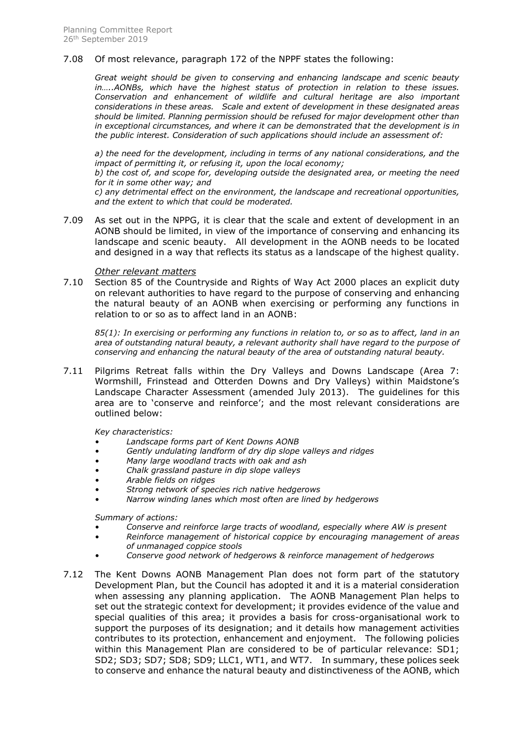7.08 Of most relevance, paragraph 172 of the NPPF states the following:

> *Great weight should be given to conserving and enhancing landscape and scenic beauty in…..AONBs, which have the highest status of protection in relation to these issues. Conservation and enhancement of wildlife and cultural heritage are also important considerations in these areas. Scale and extent of development in these designated areas should be limited. Planning permission should be refused for major development other than in exceptional circumstances, and where it can be demonstrated that the development is in the public interest. Consideration of such applications should include an assessment of:*
>
> *a) the need for the development, including in terms of any national considerations, and the impact of permitting it, or refusing it, upon the local economy;*
> *b) the cost of, and scope for, developing outside the designated area, or meeting the need for it in some other way; and*
> *c) any detrimental effect on the environment, the landscape and recreational opportunities, and the extent to which that could be moderated.*

7.09 As set out in the NPPG, it is clear that the scale and extent of development in an AONB should be limited, in view of the importance of conserving and enhancing its landscape and scenic beauty. All development in the AONB needs to be located and designed in a way that reflects its status as a landscape of the highest quality.

*Other relevant matters*

7.10 Section 85 of the Countryside and Rights of Way Act 2000 places an explicit duty on relevant authorities to have regard to the purpose of conserving and enhancing the natural beauty of an AONB when exercising or performing any functions in relation to or so as to affect land in an AONB:

> *85(1): In exercising or performing any functions in relation to, or so as to affect, land in an area of outstanding natural beauty, a relevant authority shall have regard to the purpose of conserving and enhancing the natural beauty of the area of outstanding natural beauty.*

7.11 Pilgrims Retreat falls within the Dry Valleys and Downs Landscape (Area 7: Wormshill, Frinstead and Otterden Downs and Dry Valleys) within Maidstone's Landscape Character Assessment (amended July 2013). The guidelines for this area are to 'conserve and reinforce'; and the most relevant considerations are outlined below:

*Key characteristics:*

- *Landscape forms part of Kent Downs AONB*
- *Gently undulating landform of dry dip slope valleys and ridges*
- *Many large woodland tracts with oak and ash*
- *Chalk grassland pasture in dip slope valleys*
- *Arable fields on ridges*
- *Strong network of species rich native hedgerows*
- *Narrow winding lanes which most often are lined by hedgerows*

*Summary of actions:*

- *Conserve and reinforce large tracts of woodland, especially where AW is present*
- *Reinforce management of historical coppice by encouraging management of areas of unmanaged coppice stools*
- *Conserve good network of hedgerows & reinforce management of hedgerows*

7.12 The Kent Downs AONB Management Plan does not form part of the statutory Development Plan, but the Council has adopted it and it is a material consideration when assessing any planning application. The AONB Management Plan helps to set out the strategic context for development; it provides evidence of the value and special qualities of this area; it provides a basis for cross-organisational work to support the purposes of its designation; and it details how management activities contributes to its protection, enhancement and enjoyment. The following policies within this Management Plan are considered to be of particular relevance: SD1; SD2; SD3; SD7; SD8; SD9; LLC1, WT1, and WT7. In summary, these polices seek to conserve and enhance the natural beauty and distinctiveness of the AONB, which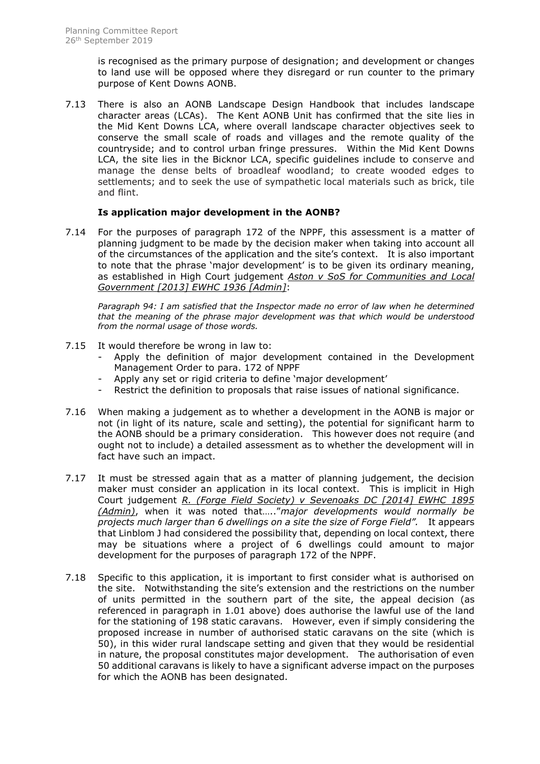is recognised as the primary purpose of designation; and development or changes to land use will be opposed where they disregard or run counter to the primary purpose of Kent Downs AONB.

7.13 There is also an AONB Landscape Design Handbook that includes landscape character areas (LCAs). The Kent AONB Unit has confirmed that the site lies in the Mid Kent Downs LCA, where overall landscape character objectives seek to conserve the small scale of roads and villages and the remote quality of the countryside; and to control urban fringe pressures. Within the Mid Kent Downs LCA, the site lies in the Bicknor LCA, specific guidelines include to conserve and manage the dense belts of broadleaf woodland; to create wooded edges to settlements; and to seek the use of sympathetic local materials such as brick, tile and flint.

### Is application major development in the AONB?

7.14 For the purposes of paragraph 172 of the NPPF, this assessment is a matter of planning judgment to be made by the decision maker when taking into account all of the circumstances of the application and the site's context. It is also important to note that the phrase 'major development' is to be given its ordinary meaning, as established in High Court judgement *Aston v SoS for Communities and Local Government [2013] EWHC 1936 [Admin]*:

> *Paragraph 94: I am satisfied that the Inspector made no error of law when he determined that the meaning of the phrase major development was that which would be understood from the normal usage of those words.*

7.15 It would therefore be wrong in law to:

- Apply the definition of major development contained in the Development Management Order to para. 172 of NPPF
- Apply any set or rigid criteria to define 'major development'
- Restrict the definition to proposals that raise issues of national significance.

7.16 When making a judgement as to whether a development in the AONB is major or not (in light of its nature, scale and setting), the potential for significant harm to the AONB should be a primary consideration. This however does not require (and ought not to include) a detailed assessment as to whether the development will in fact have such an impact.

7.17 It must be stressed again that as a matter of planning judgement, the decision maker must consider an application in its local context. This is implicit in High Court judgement *R. (Forge Field Society) v Sevenoaks DC [2014] EWHC 1895 (Admin)*, when it was noted that….."*major developments would normally be projects much larger than 6 dwellings on a site the size of Forge Field".* It appears that Linblom J had considered the possibility that, depending on local context, there may be situations where a project of 6 dwellings could amount to major development for the purposes of paragraph 172 of the NPPF.

7.18 Specific to this application, it is important to first consider what is authorised on the site. Notwithstanding the site's extension and the restrictions on the number of units permitted in the southern part of the site, the appeal decision (as referenced in paragraph in 1.01 above) does authorise the lawful use of the land for the stationing of 198 static caravans. However, even if simply considering the proposed increase in number of authorised static caravans on the site (which is 50), in this wider rural landscape setting and given that they would be residential in nature, the proposal constitutes major development. The authorisation of even 50 additional caravans is likely to have a significant adverse impact on the purposes for which the AONB has been designated.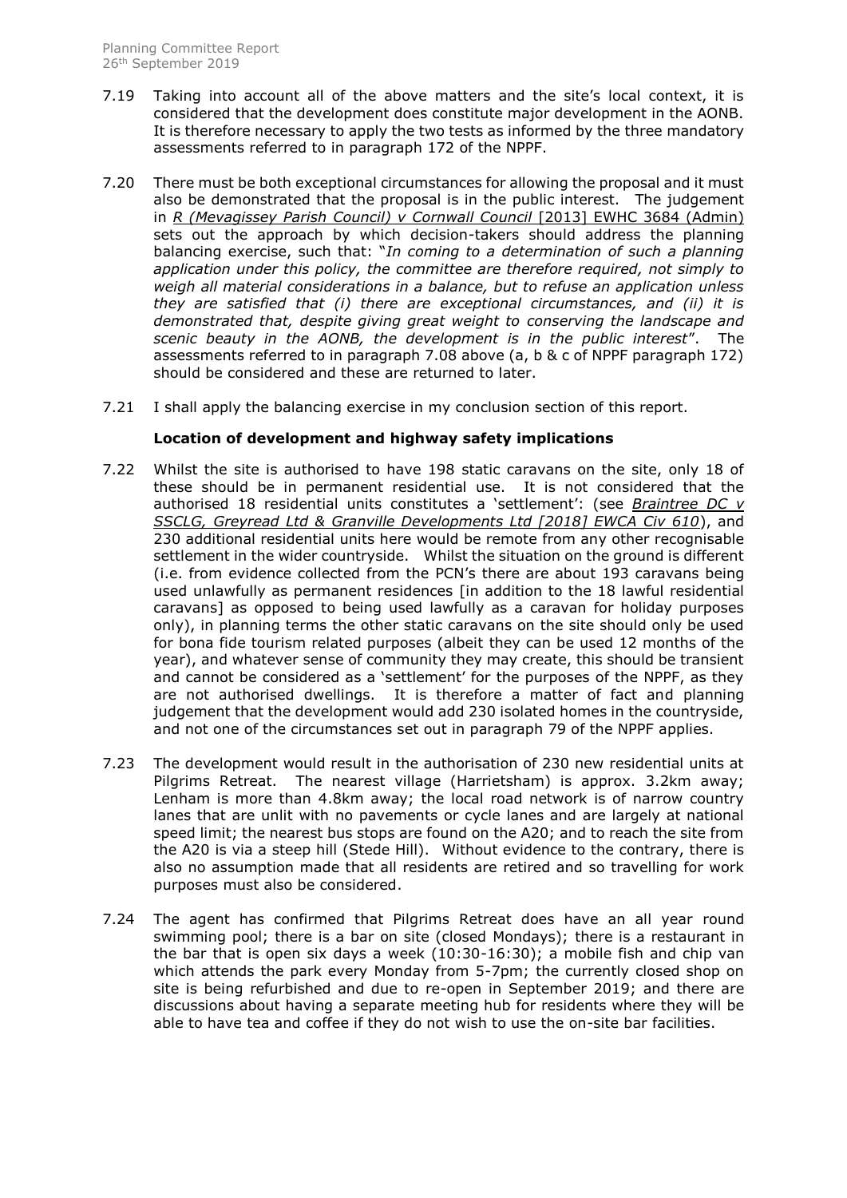7.19 Taking into account all of the above matters and the site's local context, it is considered that the development does constitute major development in the AONB. It is therefore necessary to apply the two tests as informed by the three mandatory assessments referred to in paragraph 172 of the NPPF.

7.20 There must be both exceptional circumstances for allowing the proposal and it must also be demonstrated that the proposal is in the public interest. The judgement in *R (Mevagissey Parish Council) v Cornwall Council* [2013] EWHC 3684 (Admin) sets out the approach by which decision-takers should address the planning balancing exercise, such that: "*In coming to a determination of such a planning application under this policy, the committee are therefore required, not simply to weigh all material considerations in a balance, but to refuse an application unless they are satisfied that (i) there are exceptional circumstances, and (ii) it is demonstrated that, despite giving great weight to conserving the landscape and scenic beauty in the AONB, the development is in the public interest*". The assessments referred to in paragraph 7.08 above (a, b & c of NPPF paragraph 172) should be considered and these are returned to later.

7.21 I shall apply the balancing exercise in my conclusion section of this report.

**Location of development and highway safety implications**

7.22 Whilst the site is authorised to have 198 static caravans on the site, only 18 of these should be in permanent residential use. It is not considered that the authorised 18 residential units constitutes a 'settlement': (see *Braintree DC v SSCLG, Greyread Ltd & Granville Developments Ltd [2018] EWCA Civ 610*), and 230 additional residential units here would be remote from any other recognisable settlement in the wider countryside. Whilst the situation on the ground is different (i.e. from evidence collected from the PCN's there are about 193 caravans being used unlawfully as permanent residences [in addition to the 18 lawful residential caravans] as opposed to being used lawfully as a caravan for holiday purposes only), in planning terms the other static caravans on the site should only be used for bona fide tourism related purposes (albeit they can be used 12 months of the year), and whatever sense of community they may create, this should be transient and cannot be considered as a 'settlement' for the purposes of the NPPF, as they are not authorised dwellings. It is therefore a matter of fact and planning judgement that the development would add 230 isolated homes in the countryside, and not one of the circumstances set out in paragraph 79 of the NPPF applies.

7.23 The development would result in the authorisation of 230 new residential units at Pilgrims Retreat. The nearest village (Harrietsham) is approx. 3.2km away; Lenham is more than 4.8km away; the local road network is of narrow country lanes that are unlit with no pavements or cycle lanes and are largely at national speed limit; the nearest bus stops are found on the A20; and to reach the site from the A20 is via a steep hill (Stede Hill). Without evidence to the contrary, there is also no assumption made that all residents are retired and so travelling for work purposes must also be considered.

7.24 The agent has confirmed that Pilgrims Retreat does have an all year round swimming pool; there is a bar on site (closed Mondays); there is a restaurant in the bar that is open six days a week (10:30-16:30); a mobile fish and chip van which attends the park every Monday from 5-7pm; the currently closed shop on site is being refurbished and due to re-open in September 2019; and there are discussions about having a separate meeting hub for residents where they will be able to have tea and coffee if they do not wish to use the on-site bar facilities.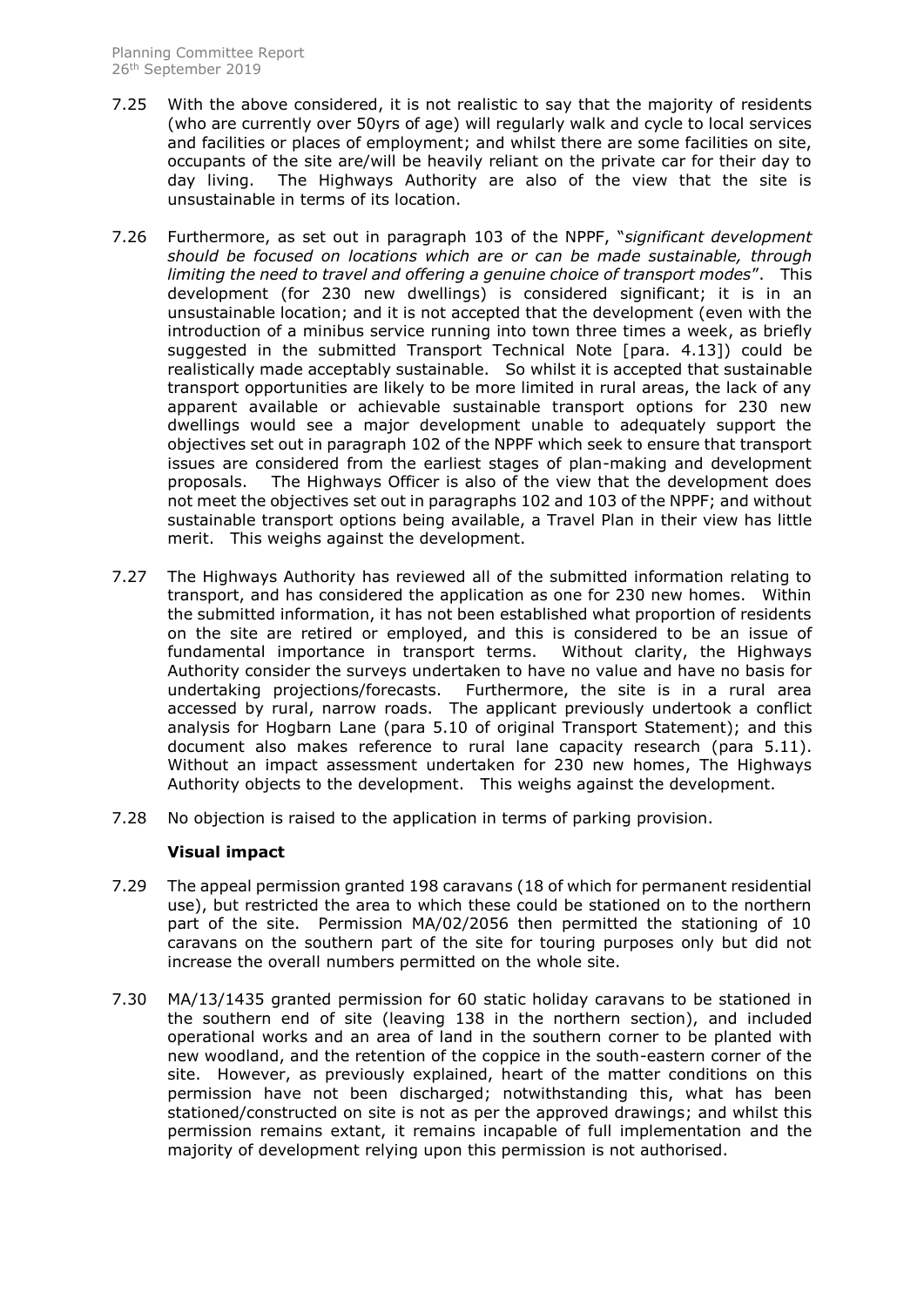7.25 With the above considered, it is not realistic to say that the majority of residents (who are currently over 50yrs of age) will regularly walk and cycle to local services and facilities or places of employment; and whilst there are some facilities on site, occupants of the site are/will be heavily reliant on the private car for their day to day living. The Highways Authority are also of the view that the site is unsustainable in terms of its location.

7.26 Furthermore, as set out in paragraph 103 of the NPPF, "*significant development should be focused on locations which are or can be made sustainable, through limiting the need to travel and offering a genuine choice of transport modes*". This development (for 230 new dwellings) is considered significant; it is in an unsustainable location; and it is not accepted that the development (even with the introduction of a minibus service running into town three times a week, as briefly suggested in the submitted Transport Technical Note [para. 4.13]) could be realistically made acceptably sustainable. So whilst it is accepted that sustainable transport opportunities are likely to be more limited in rural areas, the lack of any apparent available or achievable sustainable transport options for 230 new dwellings would see a major development unable to adequately support the objectives set out in paragraph 102 of the NPPF which seek to ensure that transport issues are considered from the earliest stages of plan-making and development proposals. The Highways Officer is also of the view that the development does not meet the objectives set out in paragraphs 102 and 103 of the NPPF; and without sustainable transport options being available, a Travel Plan in their view has little merit. This weighs against the development.

7.27 The Highways Authority has reviewed all of the submitted information relating to transport, and has considered the application as one for 230 new homes. Within the submitted information, it has not been established what proportion of residents on the site are retired or employed, and this is considered to be an issue of fundamental importance in transport terms. Without clarity, the Highways Authority consider the surveys undertaken to have no value and have no basis for undertaking projections/forecasts. Furthermore, the site is in a rural area accessed by rural, narrow roads. The applicant previously undertook a conflict analysis for Hogbarn Lane (para 5.10 of original Transport Statement); and this document also makes reference to rural lane capacity research (para 5.11). Without an impact assessment undertaken for 230 new homes, The Highways Authority objects to the development. This weighs against the development.

7.28 No objection is raised to the application in terms of parking provision.

**Visual impact**

7.29 The appeal permission granted 198 caravans (18 of which for permanent residential use), but restricted the area to which these could be stationed on to the northern part of the site. Permission MA/02/2056 then permitted the stationing of 10 caravans on the southern part of the site for touring purposes only but did not increase the overall numbers permitted on the whole site.

7.30 MA/13/1435 granted permission for 60 static holiday caravans to be stationed in the southern end of site (leaving 138 in the northern section), and included operational works and an area of land in the southern corner to be planted with new woodland, and the retention of the coppice in the south-eastern corner of the site. However, as previously explained, heart of the matter conditions on this permission have not been discharged; notwithstanding this, what has been stationed/constructed on site is not as per the approved drawings; and whilst this permission remains extant, it remains incapable of full implementation and the majority of development relying upon this permission is not authorised.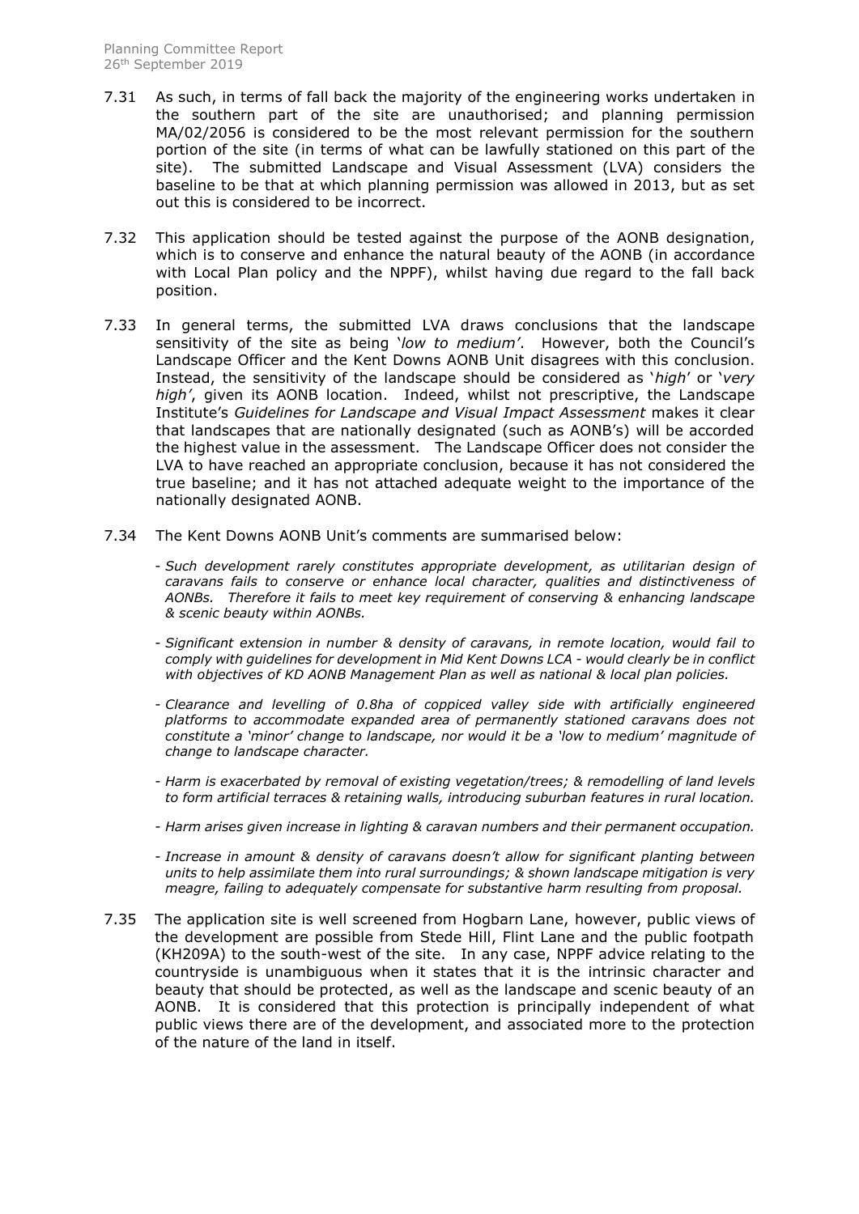7.31 As such, in terms of fall back the majority of the engineering works undertaken in the southern part of the site are unauthorised; and planning permission MA/02/2056 is considered to be the most relevant permission for the southern portion of the site (in terms of what can be lawfully stationed on this part of the site). The submitted Landscape and Visual Assessment (LVA) considers the baseline to be that at which planning permission was allowed in 2013, but as set out this is considered to be incorrect.

7.32 This application should be tested against the purpose of the AONB designation, which is to conserve and enhance the natural beauty of the AONB (in accordance with Local Plan policy and the NPPF), whilst having due regard to the fall back position.

7.33 In general terms, the submitted LVA draws conclusions that the landscape sensitivity of the site as being '*low to medium*'. However, both the Council's Landscape Officer and the Kent Downs AONB Unit disagrees with this conclusion. Instead, the sensitivity of the landscape should be considered as '*high*' or '*very high*', given its AONB location. Indeed, whilst not prescriptive, the Landscape Institute's *Guidelines for Landscape and Visual Impact Assessment* makes it clear that landscapes that are nationally designated (such as AONB's) will be accorded the highest value in the assessment. The Landscape Officer does not consider the LVA to have reached an appropriate conclusion, because it has not considered the true baseline; and it has not attached adequate weight to the importance of the nationally designated AONB.

7.34 The Kent Downs AONB Unit's comments are summarised below:

- *Such development rarely constitutes appropriate development, as utilitarian design of caravans fails to conserve or enhance local character, qualities and distinctiveness of AONBs. Therefore it fails to meet key requirement of conserving & enhancing landscape & scenic beauty within AONBs.*
- *Significant extension in number & density of caravans, in remote location, would fail to comply with guidelines for development in Mid Kent Downs LCA - would clearly be in conflict with objectives of KD AONB Management Plan as well as national & local plan policies.*
- *Clearance and levelling of 0.8ha of coppiced valley side with artificially engineered platforms to accommodate expanded area of permanently stationed caravans does not constitute a 'minor' change to landscape, nor would it be a 'low to medium' magnitude of change to landscape character.*
- *Harm is exacerbated by removal of existing vegetation/trees; & remodelling of land levels to form artificial terraces & retaining walls, introducing suburban features in rural location.*
- *Harm arises given increase in lighting & caravan numbers and their permanent occupation.*
- *Increase in amount & density of caravans doesn't allow for significant planting between units to help assimilate them into rural surroundings; & shown landscape mitigation is very meagre, failing to adequately compensate for substantive harm resulting from proposal.*

7.35 The application site is well screened from Hogbarn Lane, however, public views of the development are possible from Stede Hill, Flint Lane and the public footpath (KH209A) to the south-west of the site. In any case, NPPF advice relating to the countryside is unambiguous when it states that it is the intrinsic character and beauty that should be protected, as well as the landscape and scenic beauty of an AONB. It is considered that this protection is principally independent of what public views there are of the development, and associated more to the protection of the nature of the land in itself.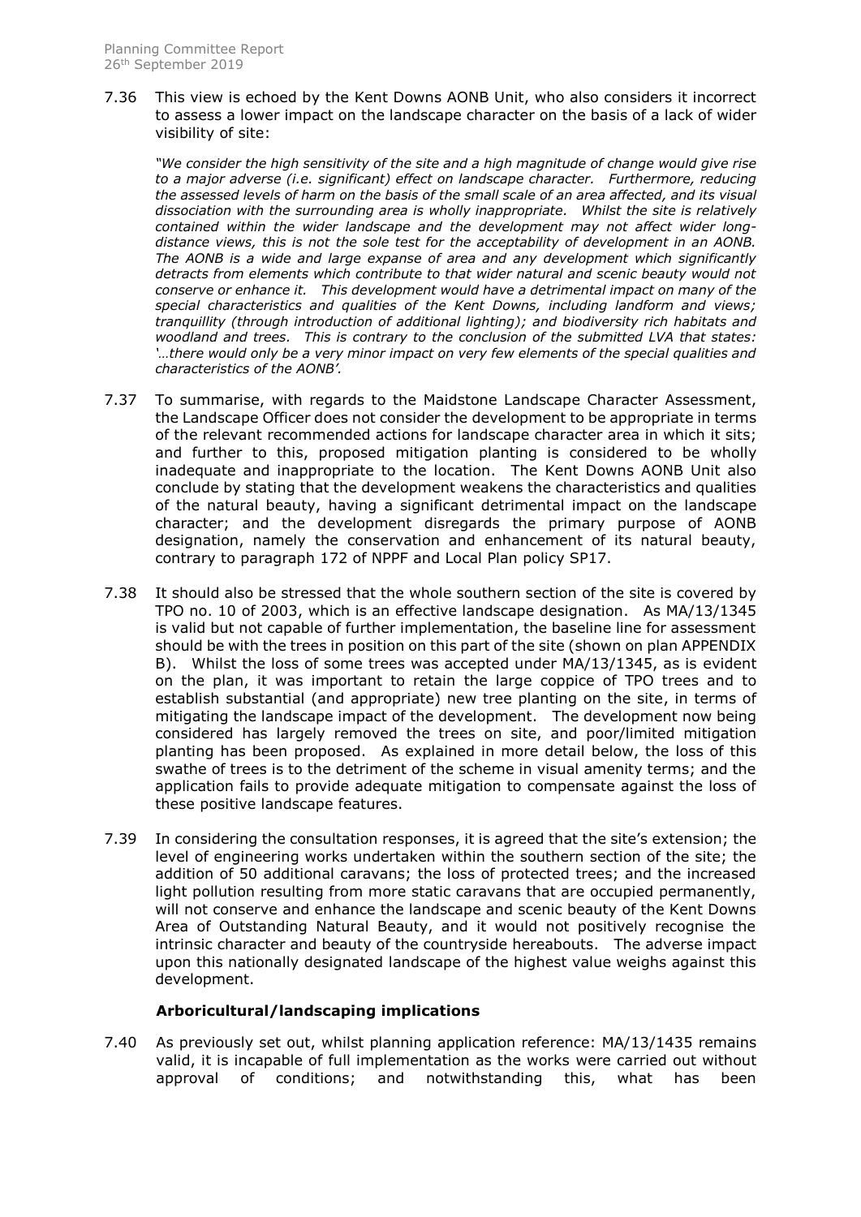7.36 This view is echoed by the Kent Downs AONB Unit, who also considers it incorrect to assess a lower impact on the landscape character on the basis of a lack of wider visibility of site:

> *"We consider the high sensitivity of the site and a high magnitude of change would give rise to a major adverse (i.e. significant) effect on landscape character. Furthermore, reducing the assessed levels of harm on the basis of the small scale of an area affected, and its visual dissociation with the surrounding area is wholly inappropriate. Whilst the site is relatively contained within the wider landscape and the development may not affect wider long-distance views, this is not the sole test for the acceptability of development in an AONB. The AONB is a wide and large expanse of area and any development which significantly detracts from elements which contribute to that wider natural and scenic beauty would not conserve or enhance it. This development would have a detrimental impact on many of the special characteristics and qualities of the Kent Downs, including landform and views; tranquillity (through introduction of additional lighting); and biodiversity rich habitats and woodland and trees. This is contrary to the conclusion of the submitted LVA that states: '…there would only be a very minor impact on very few elements of the special qualities and characteristics of the AONB'.*

7.37 To summarise, with regards to the Maidstone Landscape Character Assessment, the Landscape Officer does not consider the development to be appropriate in terms of the relevant recommended actions for landscape character area in which it sits; and further to this, proposed mitigation planting is considered to be wholly inadequate and inappropriate to the location. The Kent Downs AONB Unit also conclude by stating that the development weakens the characteristics and qualities of the natural beauty, having a significant detrimental impact on the landscape character; and the development disregards the primary purpose of AONB designation, namely the conservation and enhancement of its natural beauty, contrary to paragraph 172 of NPPF and Local Plan policy SP17.

7.38 It should also be stressed that the whole southern section of the site is covered by TPO no. 10 of 2003, which is an effective landscape designation. As MA/13/1345 is valid but not capable of further implementation, the baseline line for assessment should be with the trees in position on this part of the site (shown on plan APPENDIX B). Whilst the loss of some trees was accepted under MA/13/1345, as is evident on the plan, it was important to retain the large coppice of TPO trees and to establish substantial (and appropriate) new tree planting on the site, in terms of mitigating the landscape impact of the development. The development now being considered has largely removed the trees on site, and poor/limited mitigation planting has been proposed. As explained in more detail below, the loss of this swathe of trees is to the detriment of the scheme in visual amenity terms; and the application fails to provide adequate mitigation to compensate against the loss of these positive landscape features.

7.39 In considering the consultation responses, it is agreed that the site's extension; the level of engineering works undertaken within the southern section of the site; the addition of 50 additional caravans; the loss of protected trees; and the increased light pollution resulting from more static caravans that are occupied permanently, will not conserve and enhance the landscape and scenic beauty of the Kent Downs Area of Outstanding Natural Beauty, and it would not positively recognise the intrinsic character and beauty of the countryside hereabouts. The adverse impact upon this nationally designated landscape of the highest value weighs against this development.

### Arboricultural/landscaping implications

7.40 As previously set out, whilst planning application reference: MA/13/1435 remains valid, it is incapable of full implementation as the works were carried out without approval of conditions; and notwithstanding this, what has been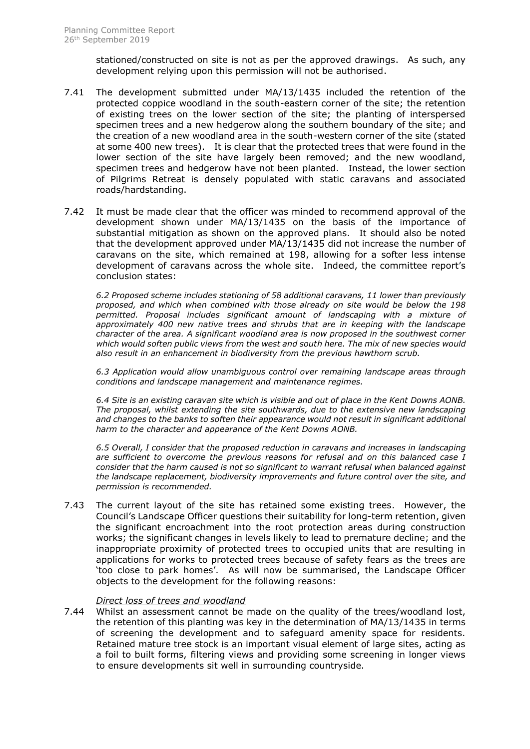stationed/constructed on site is not as per the approved drawings. As such, any development relying upon this permission will not be authorised.

7.41 The development submitted under MA/13/1435 included the retention of the protected coppice woodland in the south-eastern corner of the site; the retention of existing trees on the lower section of the site; the planting of interspersed specimen trees and a new hedgerow along the southern boundary of the site; and the creation of a new woodland area in the south-western corner of the site (stated at some 400 new trees). It is clear that the protected trees that were found in the lower section of the site have largely been removed; and the new woodland, specimen trees and hedgerow have not been planted. Instead, the lower section of Pilgrims Retreat is densely populated with static caravans and associated roads/hardstanding.

7.42 It must be made clear that the officer was minded to recommend approval of the development shown under MA/13/1435 on the basis of the importance of substantial mitigation as shown on the approved plans. It should also be noted that the development approved under MA/13/1435 did not increase the number of caravans on the site, which remained at 198, allowing for a softer less intense development of caravans across the whole site. Indeed, the committee report's conclusion states:

*6.2 Proposed scheme includes stationing of 58 additional caravans, 11 lower than previously proposed, and which when combined with those already on site would be below the 198 permitted. Proposal includes significant amount of landscaping with a mixture of approximately 400 new native trees and shrubs that are in keeping with the landscape character of the area. A significant woodland area is now proposed in the southwest corner which would soften public views from the west and south here. The mix of new species would also result in an enhancement in biodiversity from the previous hawthorn scrub.*

*6.3 Application would allow unambiguous control over remaining landscape areas through conditions and landscape management and maintenance regimes.*

*6.4 Site is an existing caravan site which is visible and out of place in the Kent Downs AONB. The proposal, whilst extending the site southwards, due to the extensive new landscaping and changes to the banks to soften their appearance would not result in significant additional harm to the character and appearance of the Kent Downs AONB.*

*6.5 Overall, I consider that the proposed reduction in caravans and increases in landscaping are sufficient to overcome the previous reasons for refusal and on this balanced case I consider that the harm caused is not so significant to warrant refusal when balanced against the landscape replacement, biodiversity improvements and future control over the site, and permission is recommended.*

7.43 The current layout of the site has retained some existing trees. However, the Council's Landscape Officer questions their suitability for long-term retention, given the significant encroachment into the root protection areas during construction works; the significant changes in levels likely to lead to premature decline; and the inappropriate proximity of protected trees to occupied units that are resulting in applications for works to protected trees because of safety fears as the trees are 'too close to park homes'. As will now be summarised, the Landscape Officer objects to the development for the following reasons:

*Direct loss of trees and woodland*

7.44 Whilst an assessment cannot be made on the quality of the trees/woodland lost, the retention of this planting was key in the determination of MA/13/1435 in terms of screening the development and to safeguard amenity space for residents. Retained mature tree stock is an important visual element of large sites, acting as a foil to built forms, filtering views and providing some screening in longer views to ensure developments sit well in surrounding countryside.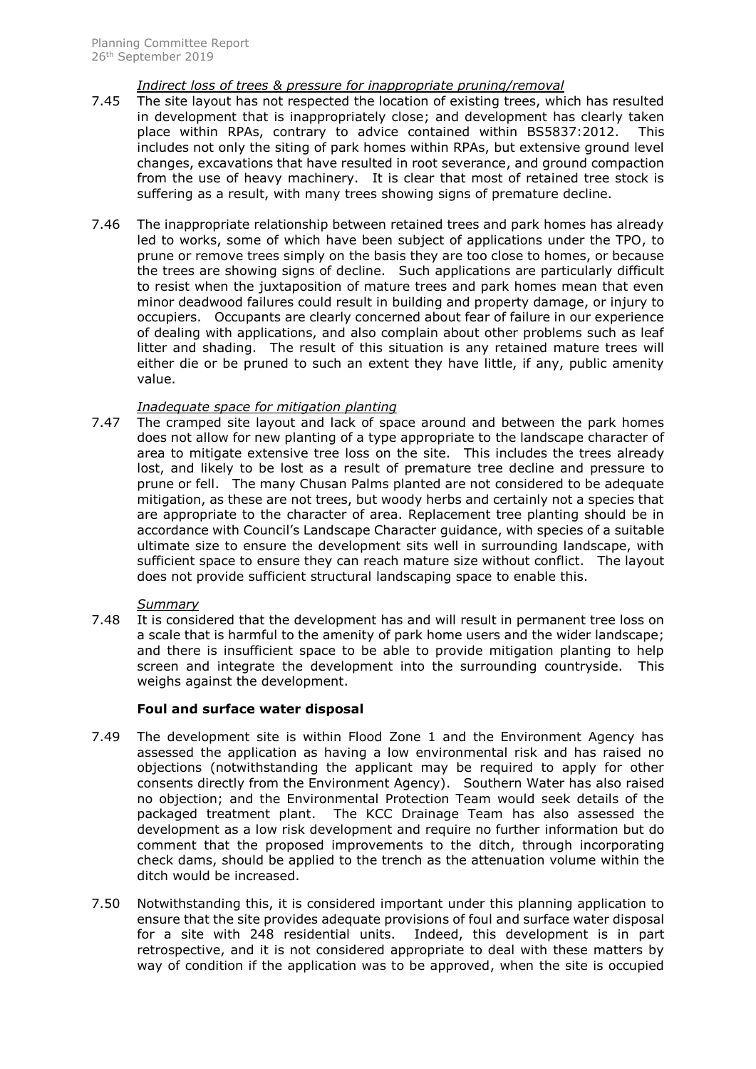*Indirect loss of trees & pressure for inappropriate pruning/removal*

7.45 The site layout has not respected the location of existing trees, which has resulted in development that is inappropriately close; and development has clearly taken place within RPAs, contrary to advice contained within BS5837:2012. This includes not only the siting of park homes within RPAs, but extensive ground level changes, excavations that have resulted in root severance, and ground compaction from the use of heavy machinery. It is clear that most of retained tree stock is suffering as a result, with many trees showing signs of premature decline.

7.46 The inappropriate relationship between retained trees and park homes has already led to works, some of which have been subject of applications under the TPO, to prune or remove trees simply on the basis they are too close to homes, or because the trees are showing signs of decline. Such applications are particularly difficult to resist when the juxtaposition of mature trees and park homes mean that even minor deadwood failures could result in building and property damage, or injury to occupiers. Occupants are clearly concerned about fear of failure in our experience of dealing with applications, and also complain about other problems such as leaf litter and shading. The result of this situation is any retained mature trees will either die or be pruned to such an extent they have little, if any, public amenity value.

*Inadequate space for mitigation planting*

7.47 The cramped site layout and lack of space around and between the park homes does not allow for new planting of a type appropriate to the landscape character of area to mitigate extensive tree loss on the site. This includes the trees already lost, and likely to be lost as a result of premature tree decline and pressure to prune or fell. The many Chusan Palms planted are not considered to be adequate mitigation, as these are not trees, but woody herbs and certainly not a species that are appropriate to the character of area. Replacement tree planting should be in accordance with Council's Landscape Character guidance, with species of a suitable ultimate size to ensure the development sits well in surrounding landscape, with sufficient space to ensure they can reach mature size without conflict. The layout does not provide sufficient structural landscaping space to enable this.

*Summary*

7.48 It is considered that the development has and will result in permanent tree loss on a scale that is harmful to the amenity of park home users and the wider landscape; and there is insufficient space to be able to provide mitigation planting to help screen and integrate the development into the surrounding countryside. This weighs against the development.

**Foul and surface water disposal**

7.49 The development site is within Flood Zone 1 and the Environment Agency has assessed the application as having a low environmental risk and has raised no objections (notwithstanding the applicant may be required to apply for other consents directly from the Environment Agency). Southern Water has also raised no objection; and the Environmental Protection Team would seek details of the packaged treatment plant. The KCC Drainage Team has also assessed the development as a low risk development and require no further information but do comment that the proposed improvements to the ditch, through incorporating check dams, should be applied to the trench as the attenuation volume within the ditch would be increased.

7.50 Notwithstanding this, it is considered important under this planning application to ensure that the site provides adequate provisions of foul and surface water disposal for a site with 248 residential units. Indeed, this development is in part retrospective, and it is not considered appropriate to deal with these matters by way of condition if the application was to be approved, when the site is occupied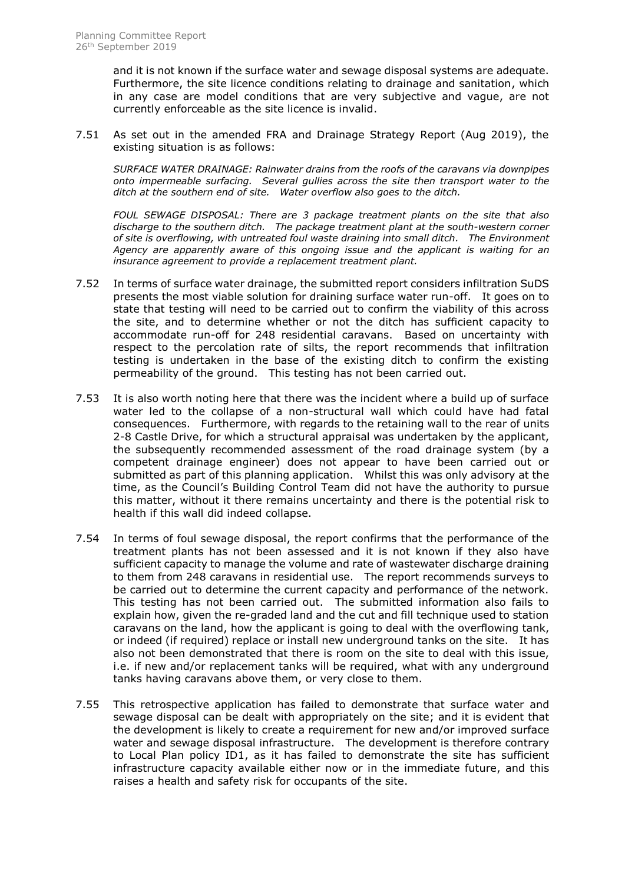and it is not known if the surface water and sewage disposal systems are adequate. Furthermore, the site licence conditions relating to drainage and sanitation, which in any case are model conditions that are very subjective and vague, are not currently enforceable as the site licence is invalid.

7.51 As set out in the amended FRA and Drainage Strategy Report (Aug 2019), the existing situation is as follows:

*SURFACE WATER DRAINAGE: Rainwater drains from the roofs of the caravans via downpipes onto impermeable surfacing. Several gullies across the site then transport water to the ditch at the southern end of site. Water overflow also goes to the ditch.*

*FOUL SEWAGE DISPOSAL: There are 3 package treatment plants on the site that also discharge to the southern ditch. The package treatment plant at the south-western corner of site is overflowing, with untreated foul waste draining into small ditch. The Environment Agency are apparently aware of this ongoing issue and the applicant is waiting for an insurance agreement to provide a replacement treatment plant.*

7.52 In terms of surface water drainage, the submitted report considers infiltration SuDS presents the most viable solution for draining surface water run-off. It goes on to state that testing will need to be carried out to confirm the viability of this across the site, and to determine whether or not the ditch has sufficient capacity to accommodate run-off for 248 residential caravans. Based on uncertainty with respect to the percolation rate of silts, the report recommends that infiltration testing is undertaken in the base of the existing ditch to confirm the existing permeability of the ground. This testing has not been carried out.

7.53 It is also worth noting here that there was the incident where a build up of surface water led to the collapse of a non-structural wall which could have had fatal consequences. Furthermore, with regards to the retaining wall to the rear of units 2-8 Castle Drive, for which a structural appraisal was undertaken by the applicant, the subsequently recommended assessment of the road drainage system (by a competent drainage engineer) does not appear to have been carried out or submitted as part of this planning application. Whilst this was only advisory at the time, as the Council's Building Control Team did not have the authority to pursue this matter, without it there remains uncertainty and there is the potential risk to health if this wall did indeed collapse.

7.54 In terms of foul sewage disposal, the report confirms that the performance of the treatment plants has not been assessed and it is not known if they also have sufficient capacity to manage the volume and rate of wastewater discharge draining to them from 248 caravans in residential use. The report recommends surveys to be carried out to determine the current capacity and performance of the network. This testing has not been carried out. The submitted information also fails to explain how, given the re-graded land and the cut and fill technique used to station caravans on the land, how the applicant is going to deal with the overflowing tank, or indeed (if required) replace or install new underground tanks on the site. It has also not been demonstrated that there is room on the site to deal with this issue, i.e. if new and/or replacement tanks will be required, what with any underground tanks having caravans above them, or very close to them.

7.55 This retrospective application has failed to demonstrate that surface water and sewage disposal can be dealt with appropriately on the site; and it is evident that the development is likely to create a requirement for new and/or improved surface water and sewage disposal infrastructure. The development is therefore contrary to Local Plan policy ID1, as it has failed to demonstrate the site has sufficient infrastructure capacity available either now or in the immediate future, and this raises a health and safety risk for occupants of the site.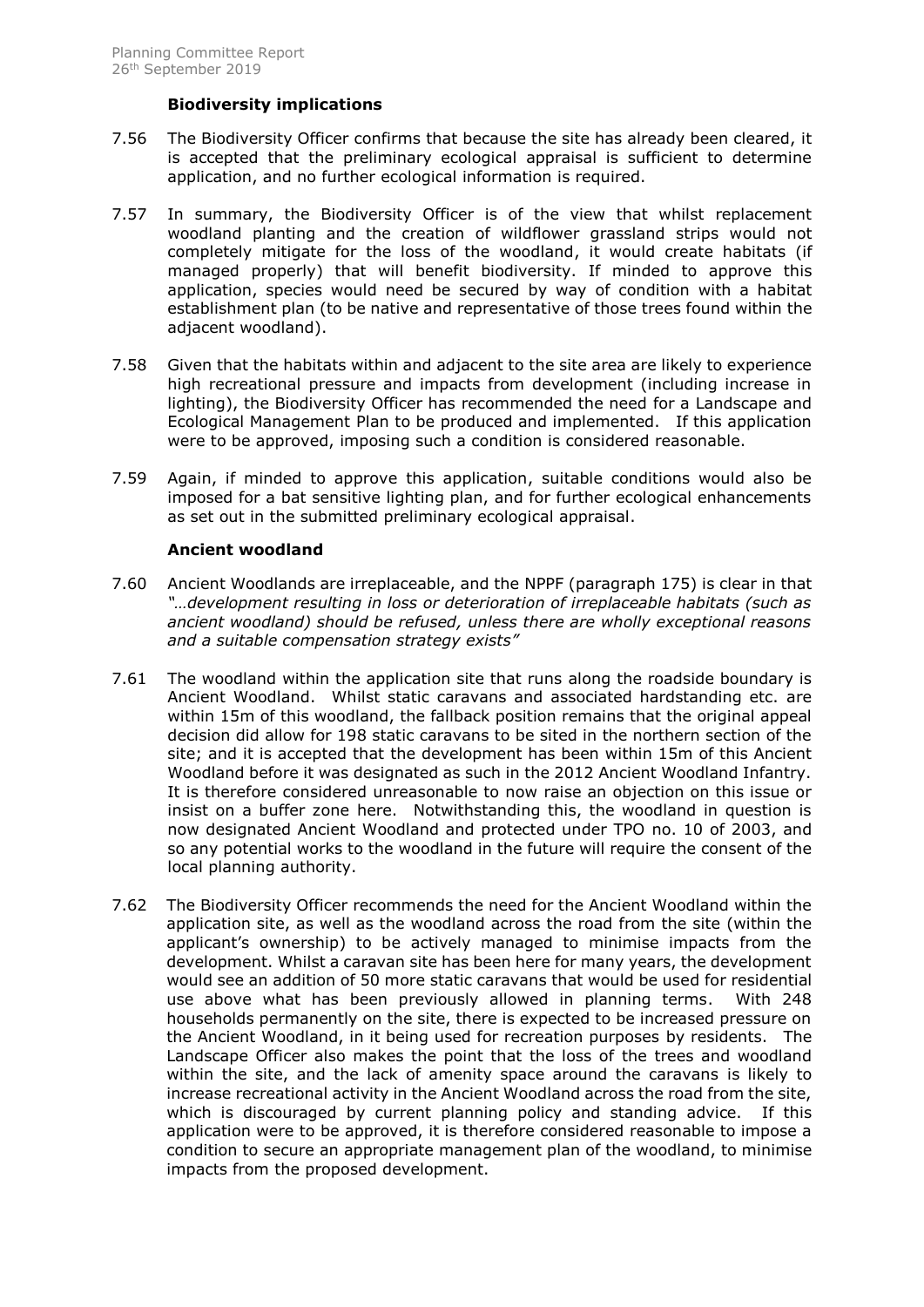### Biodiversity implications

7.56 The Biodiversity Officer confirms that because the site has already been cleared, it is accepted that the preliminary ecological appraisal is sufficient to determine application, and no further ecological information is required.

7.57 In summary, the Biodiversity Officer is of the view that whilst replacement woodland planting and the creation of wildflower grassland strips would not completely mitigate for the loss of the woodland, it would create habitats (if managed properly) that will benefit biodiversity. If minded to approve this application, species would need be secured by way of condition with a habitat establishment plan (to be native and representative of those trees found within the adjacent woodland).

7.58 Given that the habitats within and adjacent to the site area are likely to experience high recreational pressure and impacts from development (including increase in lighting), the Biodiversity Officer has recommended the need for a Landscape and Ecological Management Plan to be produced and implemented. If this application were to be approved, imposing such a condition is considered reasonable.

7.59 Again, if minded to approve this application, suitable conditions would also be imposed for a bat sensitive lighting plan, and for further ecological enhancements as set out in the submitted preliminary ecological appraisal.

### Ancient woodland

7.60 Ancient Woodlands are irreplaceable, and the NPPF (paragraph 175) is clear in that *"…development resulting in loss or deterioration of irreplaceable habitats (such as ancient woodland) should be refused, unless there are wholly exceptional reasons and a suitable compensation strategy exists"*

7.61 The woodland within the application site that runs along the roadside boundary is Ancient Woodland. Whilst static caravans and associated hardstanding etc. are within 15m of this woodland, the fallback position remains that the original appeal decision did allow for 198 static caravans to be sited in the northern section of the site; and it is accepted that the development has been within 15m of this Ancient Woodland before it was designated as such in the 2012 Ancient Woodland Infantry. It is therefore considered unreasonable to now raise an objection on this issue or insist on a buffer zone here. Notwithstanding this, the woodland in question is now designated Ancient Woodland and protected under TPO no. 10 of 2003, and so any potential works to the woodland in the future will require the consent of the local planning authority.

7.62 The Biodiversity Officer recommends the need for the Ancient Woodland within the application site, as well as the woodland across the road from the site (within the applicant's ownership) to be actively managed to minimise impacts from the development. Whilst a caravan site has been here for many years, the development would see an addition of 50 more static caravans that would be used for residential use above what has been previously allowed in planning terms. With 248 households permanently on the site, there is expected to be increased pressure on the Ancient Woodland, in it being used for recreation purposes by residents. The Landscape Officer also makes the point that the loss of the trees and woodland within the site, and the lack of amenity space around the caravans is likely to increase recreational activity in the Ancient Woodland across the road from the site, which is discouraged by current planning policy and standing advice. If this application were to be approved, it is therefore considered reasonable to impose a condition to secure an appropriate management plan of the woodland, to minimise impacts from the proposed development.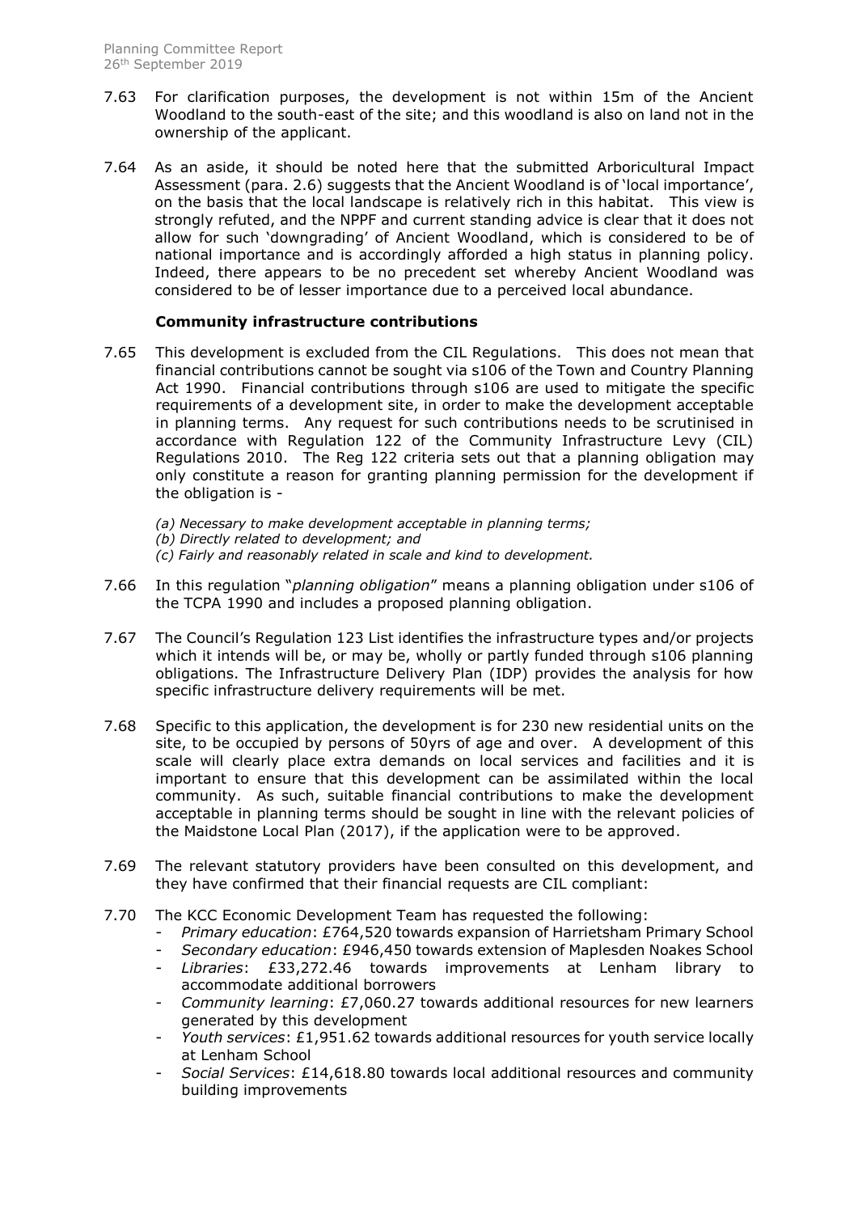7.63 For clarification purposes, the development is not within 15m of the Ancient Woodland to the south-east of the site; and this woodland is also on land not in the ownership of the applicant.

7.64 As an aside, it should be noted here that the submitted Arboricultural Impact Assessment (para. 2.6) suggests that the Ancient Woodland is of 'local importance', on the basis that the local landscape is relatively rich in this habitat. This view is strongly refuted, and the NPPF and current standing advice is clear that it does not allow for such 'downgrading' of Ancient Woodland, which is considered to be of national importance and is accordingly afforded a high status in planning policy. Indeed, there appears to be no precedent set whereby Ancient Woodland was considered to be of lesser importance due to a perceived local abundance.

**Community infrastructure contributions**

7.65 This development is excluded from the CIL Regulations. This does not mean that financial contributions cannot be sought via s106 of the Town and Country Planning Act 1990. Financial contributions through s106 are used to mitigate the specific requirements of a development site, in order to make the development acceptable in planning terms. Any request for such contributions needs to be scrutinised in accordance with Regulation 122 of the Community Infrastructure Levy (CIL) Regulations 2010. The Reg 122 criteria sets out that a planning obligation may only constitute a reason for granting planning permission for the development if the obligation is -

*(a) Necessary to make development acceptable in planning terms;*
*(b) Directly related to development; and*
*(c) Fairly and reasonably related in scale and kind to development.*

7.66 In this regulation "*planning obligation*" means a planning obligation under s106 of the TCPA 1990 and includes a proposed planning obligation.

7.67 The Council's Regulation 123 List identifies the infrastructure types and/or projects which it intends will be, or may be, wholly or partly funded through s106 planning obligations. The Infrastructure Delivery Plan (IDP) provides the analysis for how specific infrastructure delivery requirements will be met.

7.68 Specific to this application, the development is for 230 new residential units on the site, to be occupied by persons of 50yrs of age and over. A development of this scale will clearly place extra demands on local services and facilities and it is important to ensure that this development can be assimilated within the local community. As such, suitable financial contributions to make the development acceptable in planning terms should be sought in line with the relevant policies of the Maidstone Local Plan (2017), if the application were to be approved.

7.69 The relevant statutory providers have been consulted on this development, and they have confirmed that their financial requests are CIL compliant:

7.70 The KCC Economic Development Team has requested the following:
- *Primary education*: £764,520 towards expansion of Harrietsham Primary School
- *Secondary education*: £946,450 towards extension of Maplesden Noakes School
- *Libraries*: £33,272.46 towards improvements at Lenham library to accommodate additional borrowers
- *Community learning*: £7,060.27 towards additional resources for new learners generated by this development
- *Youth services*: £1,951.62 towards additional resources for youth service locally at Lenham School
- *Social Services*: £14,618.80 towards local additional resources and community building improvements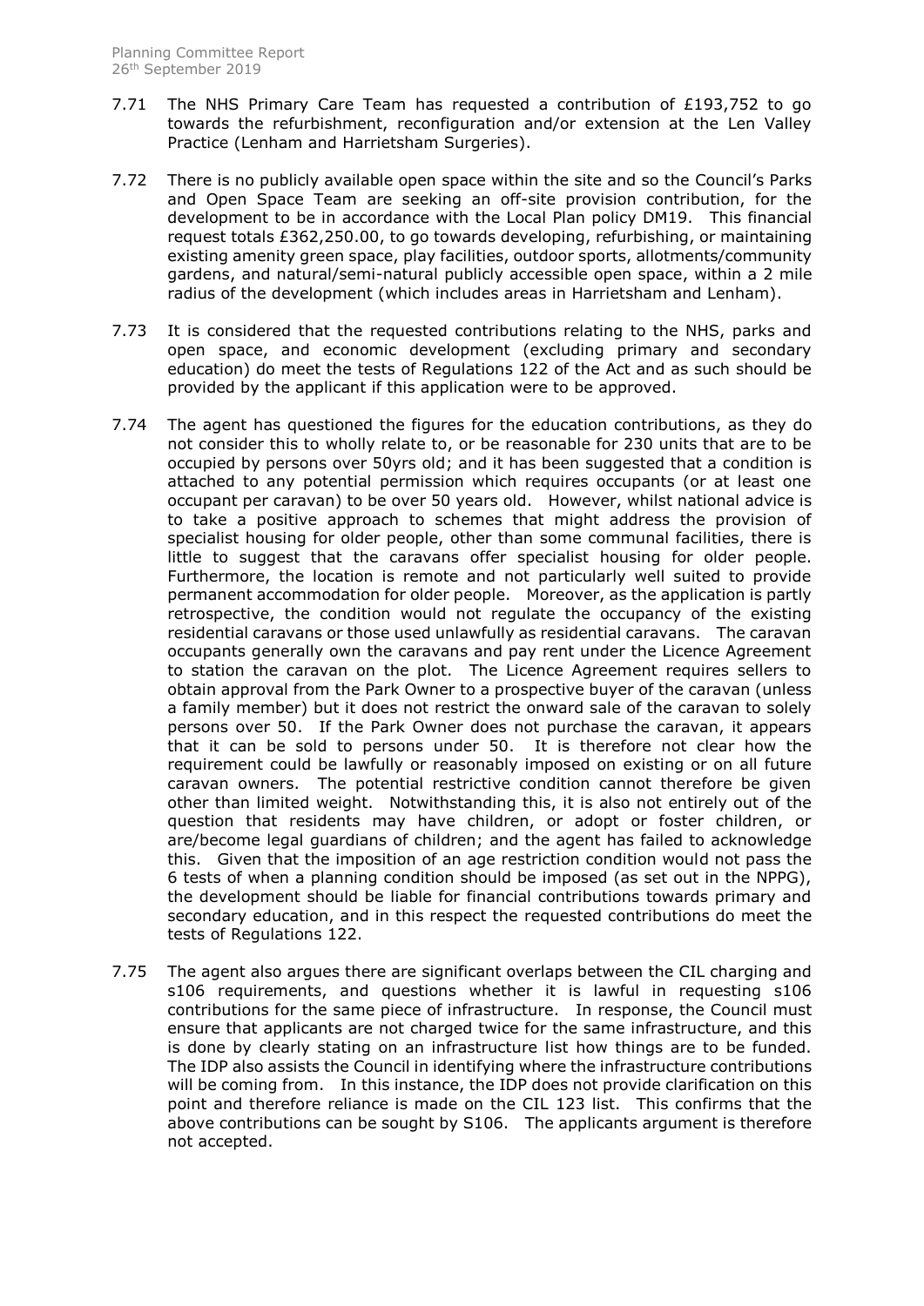7.71 The NHS Primary Care Team has requested a contribution of £193,752 to go towards the refurbishment, reconfiguration and/or extension at the Len Valley Practice (Lenham and Harrietsham Surgeries).

7.72 There is no publicly available open space within the site and so the Council's Parks and Open Space Team are seeking an off-site provision contribution, for the development to be in accordance with the Local Plan policy DM19. This financial request totals £362,250.00, to go towards developing, refurbishing, or maintaining existing amenity green space, play facilities, outdoor sports, allotments/community gardens, and natural/semi-natural publicly accessible open space, within a 2 mile radius of the development (which includes areas in Harrietsham and Lenham).

7.73 It is considered that the requested contributions relating to the NHS, parks and open space, and economic development (excluding primary and secondary education) do meet the tests of Regulations 122 of the Act and as such should be provided by the applicant if this application were to be approved.

7.74 The agent has questioned the figures for the education contributions, as they do not consider this to wholly relate to, or be reasonable for 230 units that are to be occupied by persons over 50yrs old; and it has been suggested that a condition is attached to any potential permission which requires occupants (or at least one occupant per caravan) to be over 50 years old. However, whilst national advice is to take a positive approach to schemes that might address the provision of specialist housing for older people, other than some communal facilities, there is little to suggest that the caravans offer specialist housing for older people. Furthermore, the location is remote and not particularly well suited to provide permanent accommodation for older people. Moreover, as the application is partly retrospective, the condition would not regulate the occupancy of the existing residential caravans or those used unlawfully as residential caravans. The caravan occupants generally own the caravans and pay rent under the Licence Agreement to station the caravan on the plot. The Licence Agreement requires sellers to obtain approval from the Park Owner to a prospective buyer of the caravan (unless a family member) but it does not restrict the onward sale of the caravan to solely persons over 50. If the Park Owner does not purchase the caravan, it appears that it can be sold to persons under 50. It is therefore not clear how the requirement could be lawfully or reasonably imposed on existing or on all future caravan owners. The potential restrictive condition cannot therefore be given other than limited weight. Notwithstanding this, it is also not entirely out of the question that residents may have children, or adopt or foster children, or are/become legal guardians of children; and the agent has failed to acknowledge this. Given that the imposition of an age restriction condition would not pass the 6 tests of when a planning condition should be imposed (as set out in the NPPG), the development should be liable for financial contributions towards primary and secondary education, and in this respect the requested contributions do meet the tests of Regulations 122.

7.75 The agent also argues there are significant overlaps between the CIL charging and s106 requirements, and questions whether it is lawful in requesting s106 contributions for the same piece of infrastructure. In response, the Council must ensure that applicants are not charged twice for the same infrastructure, and this is done by clearly stating on an infrastructure list how things are to be funded. The IDP also assists the Council in identifying where the infrastructure contributions will be coming from. In this instance, the IDP does not provide clarification on this point and therefore reliance is made on the CIL 123 list. This confirms that the above contributions can be sought by S106. The applicants argument is therefore not accepted.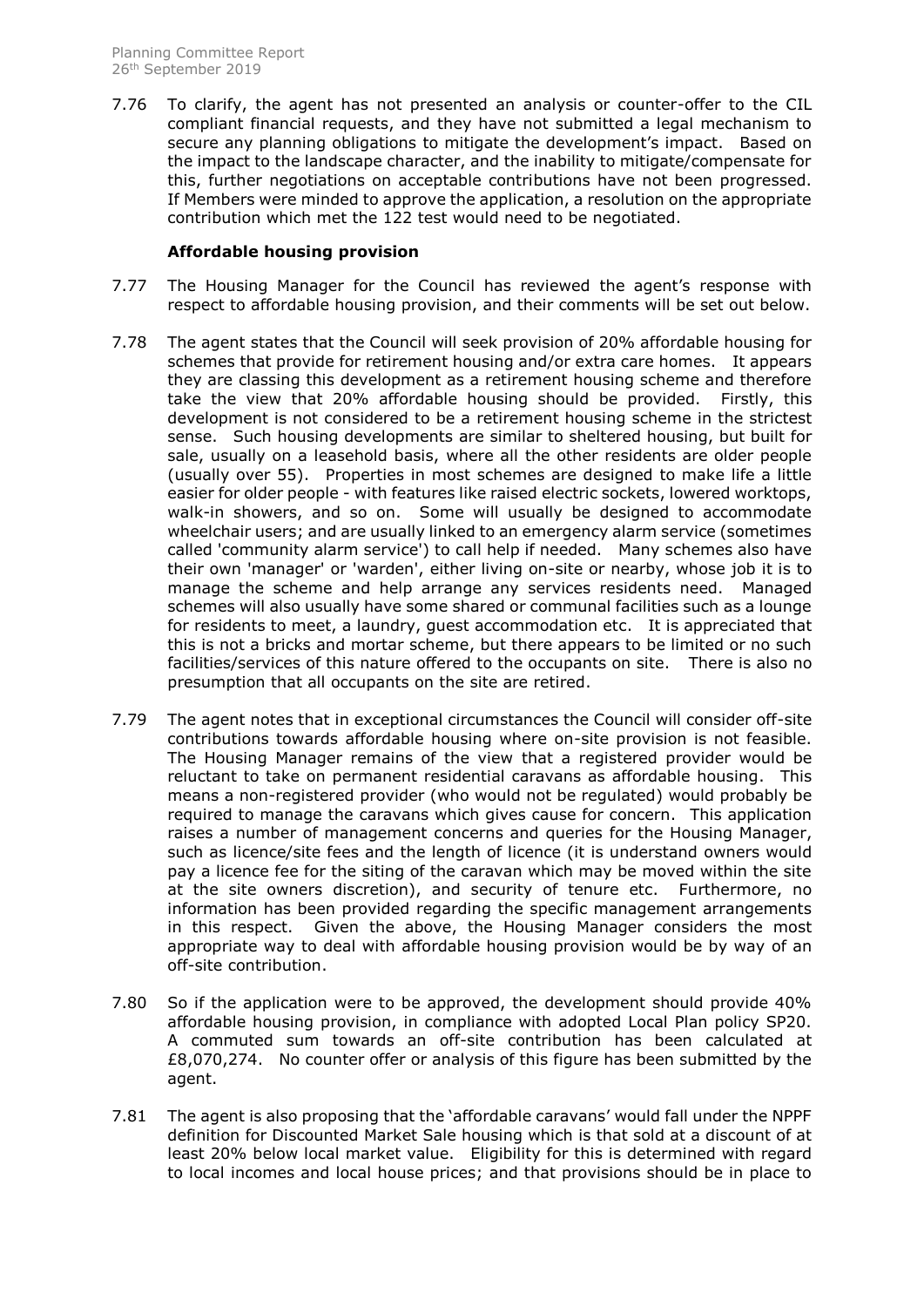7.76 To clarify, the agent has not presented an analysis or counter-offer to the CIL compliant financial requests, and they have not submitted a legal mechanism to secure any planning obligations to mitigate the development's impact. Based on the impact to the landscape character, and the inability to mitigate/compensate for this, further negotiations on acceptable contributions have not been progressed. If Members were minded to approve the application, a resolution on the appropriate contribution which met the 122 test would need to be negotiated.

**Affordable housing provision**

7.77 The Housing Manager for the Council has reviewed the agent's response with respect to affordable housing provision, and their comments will be set out below.

7.78 The agent states that the Council will seek provision of 20% affordable housing for schemes that provide for retirement housing and/or extra care homes. It appears they are classing this development as a retirement housing scheme and therefore take the view that 20% affordable housing should be provided. Firstly, this development is not considered to be a retirement housing scheme in the strictest sense. Such housing developments are similar to sheltered housing, but built for sale, usually on a leasehold basis, where all the other residents are older people (usually over 55). Properties in most schemes are designed to make life a little easier for older people - with features like raised electric sockets, lowered worktops, walk-in showers, and so on. Some will usually be designed to accommodate wheelchair users; and are usually linked to an emergency alarm service (sometimes called 'community alarm service') to call help if needed. Many schemes also have their own 'manager' or 'warden', either living on-site or nearby, whose job it is to manage the scheme and help arrange any services residents need. Managed schemes will also usually have some shared or communal facilities such as a lounge for residents to meet, a laundry, guest accommodation etc. It is appreciated that this is not a bricks and mortar scheme, but there appears to be limited or no such facilities/services of this nature offered to the occupants on site. There is also no presumption that all occupants on the site are retired.

7.79 The agent notes that in exceptional circumstances the Council will consider off-site contributions towards affordable housing where on-site provision is not feasible. The Housing Manager remains of the view that a registered provider would be reluctant to take on permanent residential caravans as affordable housing. This means a non-registered provider (who would not be regulated) would probably be required to manage the caravans which gives cause for concern. This application raises a number of management concerns and queries for the Housing Manager, such as licence/site fees and the length of licence (it is understand owners would pay a licence fee for the siting of the caravan which may be moved within the site at the site owners discretion), and security of tenure etc. Furthermore, no information has been provided regarding the specific management arrangements in this respect. Given the above, the Housing Manager considers the most appropriate way to deal with affordable housing provision would be by way of an off-site contribution.

7.80 So if the application were to be approved, the development should provide 40% affordable housing provision, in compliance with adopted Local Plan policy SP20. A commuted sum towards an off-site contribution has been calculated at £8,070,274. No counter offer or analysis of this figure has been submitted by the agent.

7.81 The agent is also proposing that the 'affordable caravans' would fall under the NPPF definition for Discounted Market Sale housing which is that sold at a discount of at least 20% below local market value. Eligibility for this is determined with regard to local incomes and local house prices; and that provisions should be in place to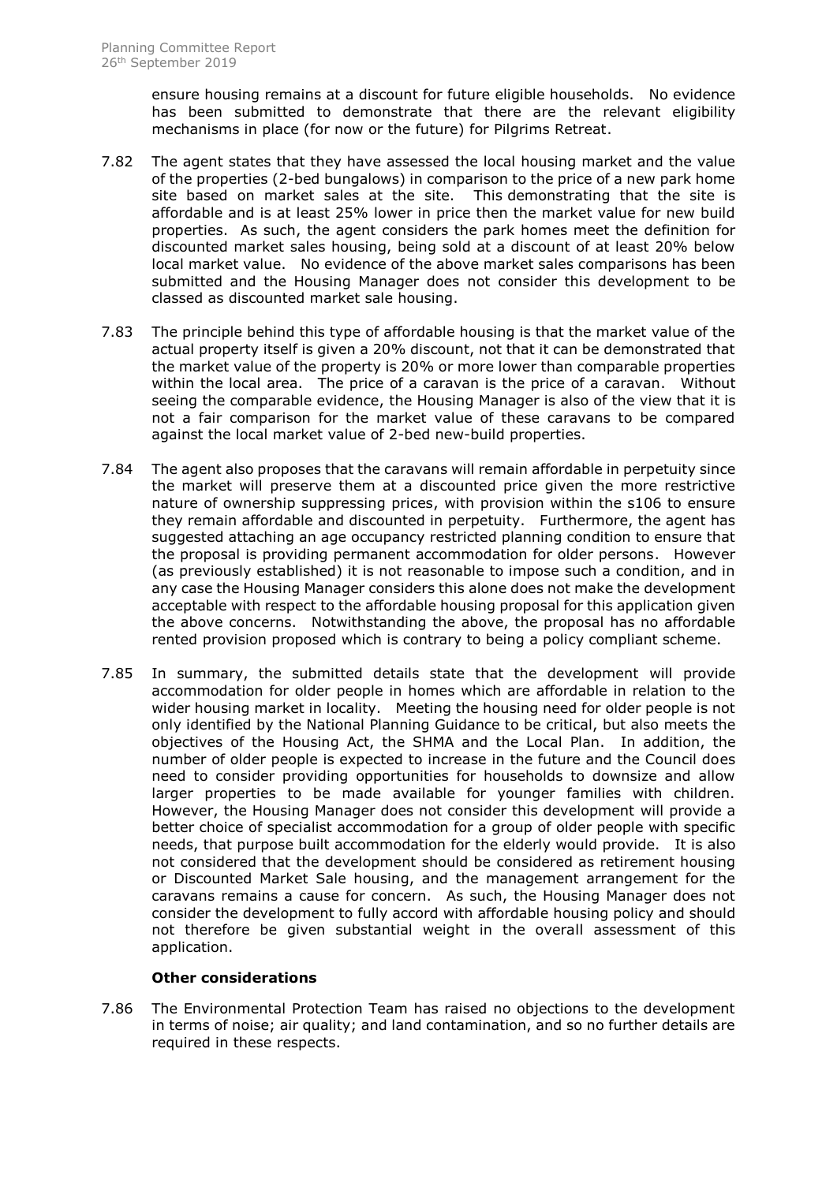ensure housing remains at a discount for future eligible households. No evidence has been submitted to demonstrate that there are the relevant eligibility mechanisms in place (for now or the future) for Pilgrims Retreat.

7.82 The agent states that they have assessed the local housing market and the value of the properties (2-bed bungalows) in comparison to the price of a new park home site based on market sales at the site. This demonstrating that the site is affordable and is at least 25% lower in price then the market value for new build properties. As such, the agent considers the park homes meet the definition for discounted market sales housing, being sold at a discount of at least 20% below local market value. No evidence of the above market sales comparisons has been submitted and the Housing Manager does not consider this development to be classed as discounted market sale housing.

7.83 The principle behind this type of affordable housing is that the market value of the actual property itself is given a 20% discount, not that it can be demonstrated that the market value of the property is 20% or more lower than comparable properties within the local area. The price of a caravan is the price of a caravan. Without seeing the comparable evidence, the Housing Manager is also of the view that it is not a fair comparison for the market value of these caravans to be compared against the local market value of 2-bed new-build properties.

7.84 The agent also proposes that the caravans will remain affordable in perpetuity since the market will preserve them at a discounted price given the more restrictive nature of ownership suppressing prices, with provision within the s106 to ensure they remain affordable and discounted in perpetuity. Furthermore, the agent has suggested attaching an age occupancy restricted planning condition to ensure that the proposal is providing permanent accommodation for older persons. However (as previously established) it is not reasonable to impose such a condition, and in any case the Housing Manager considers this alone does not make the development acceptable with respect to the affordable housing proposal for this application given the above concerns. Notwithstanding the above, the proposal has no affordable rented provision proposed which is contrary to being a policy compliant scheme.

7.85 In summary, the submitted details state that the development will provide accommodation for older people in homes which are affordable in relation to the wider housing market in locality. Meeting the housing need for older people is not only identified by the National Planning Guidance to be critical, but also meets the objectives of the Housing Act, the SHMA and the Local Plan. In addition, the number of older people is expected to increase in the future and the Council does need to consider providing opportunities for households to downsize and allow larger properties to be made available for younger families with children. However, the Housing Manager does not consider this development will provide a better choice of specialist accommodation for a group of older people with specific needs, that purpose built accommodation for the elderly would provide. It is also not considered that the development should be considered as retirement housing or Discounted Market Sale housing, and the management arrangement for the caravans remains a cause for concern. As such, the Housing Manager does not consider the development to fully accord with affordable housing policy and should not therefore be given substantial weight in the overall assessment of this application.

**Other considerations**

7.86 The Environmental Protection Team has raised no objections to the development in terms of noise; air quality; and land contamination, and so no further details are required in these respects.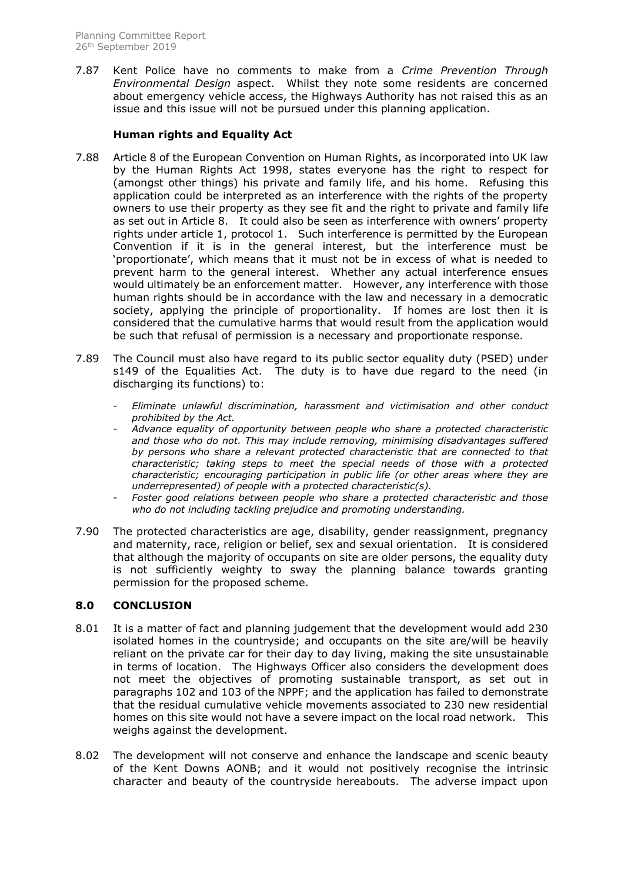7.87 Kent Police have no comments to make from a *Crime Prevention Through Environmental Design* aspect. Whilst they note some residents are concerned about emergency vehicle access, the Highways Authority has not raised this as an issue and this issue will not be pursued under this planning application.

**Human rights and Equality Act**

7.88 Article 8 of the European Convention on Human Rights, as incorporated into UK law by the Human Rights Act 1998, states everyone has the right to respect for (amongst other things) his private and family life, and his home. Refusing this application could be interpreted as an interference with the rights of the property owners to use their property as they see fit and the right to private and family life as set out in Article 8. It could also be seen as interference with owners' property rights under article 1, protocol 1. Such interference is permitted by the European Convention if it is in the general interest, but the interference must be 'proportionate', which means that it must not be in excess of what is needed to prevent harm to the general interest. Whether any actual interference ensues would ultimately be an enforcement matter. However, any interference with those human rights should be in accordance with the law and necessary in a democratic society, applying the principle of proportionality. If homes are lost then it is considered that the cumulative harms that would result from the application would be such that refusal of permission is a necessary and proportionate response.

7.89 The Council must also have regard to its public sector equality duty (PSED) under s149 of the Equalities Act. The duty is to have due regard to the need (in discharging its functions) to:

- *Eliminate unlawful discrimination, harassment and victimisation and other conduct prohibited by the Act.*
- *Advance equality of opportunity between people who share a protected characteristic and those who do not. This may include removing, minimising disadvantages suffered by persons who share a relevant protected characteristic that are connected to that characteristic; taking steps to meet the special needs of those with a protected characteristic; encouraging participation in public life (or other areas where they are underrepresented) of people with a protected characteristic(s).*
- *Foster good relations between people who share a protected characteristic and those who do not including tackling prejudice and promoting understanding.*

7.90 The protected characteristics are age, disability, gender reassignment, pregnancy and maternity, race, religion or belief, sex and sexual orientation. It is considered that although the majority of occupants on site are older persons, the equality duty is not sufficiently weighty to sway the planning balance towards granting permission for the proposed scheme.

## 8.0 CONCLUSION

8.01 It is a matter of fact and planning judgement that the development would add 230 isolated homes in the countryside; and occupants on the site are/will be heavily reliant on the private car for their day to day living, making the site unsustainable in terms of location. The Highways Officer also considers the development does not meet the objectives of promoting sustainable transport, as set out in paragraphs 102 and 103 of the NPPF; and the application has failed to demonstrate that the residual cumulative vehicle movements associated to 230 new residential homes on this site would not have a severe impact on the local road network. This weighs against the development.

8.02 The development will not conserve and enhance the landscape and scenic beauty of the Kent Downs AONB; and it would not positively recognise the intrinsic character and beauty of the countryside hereabouts. The adverse impact upon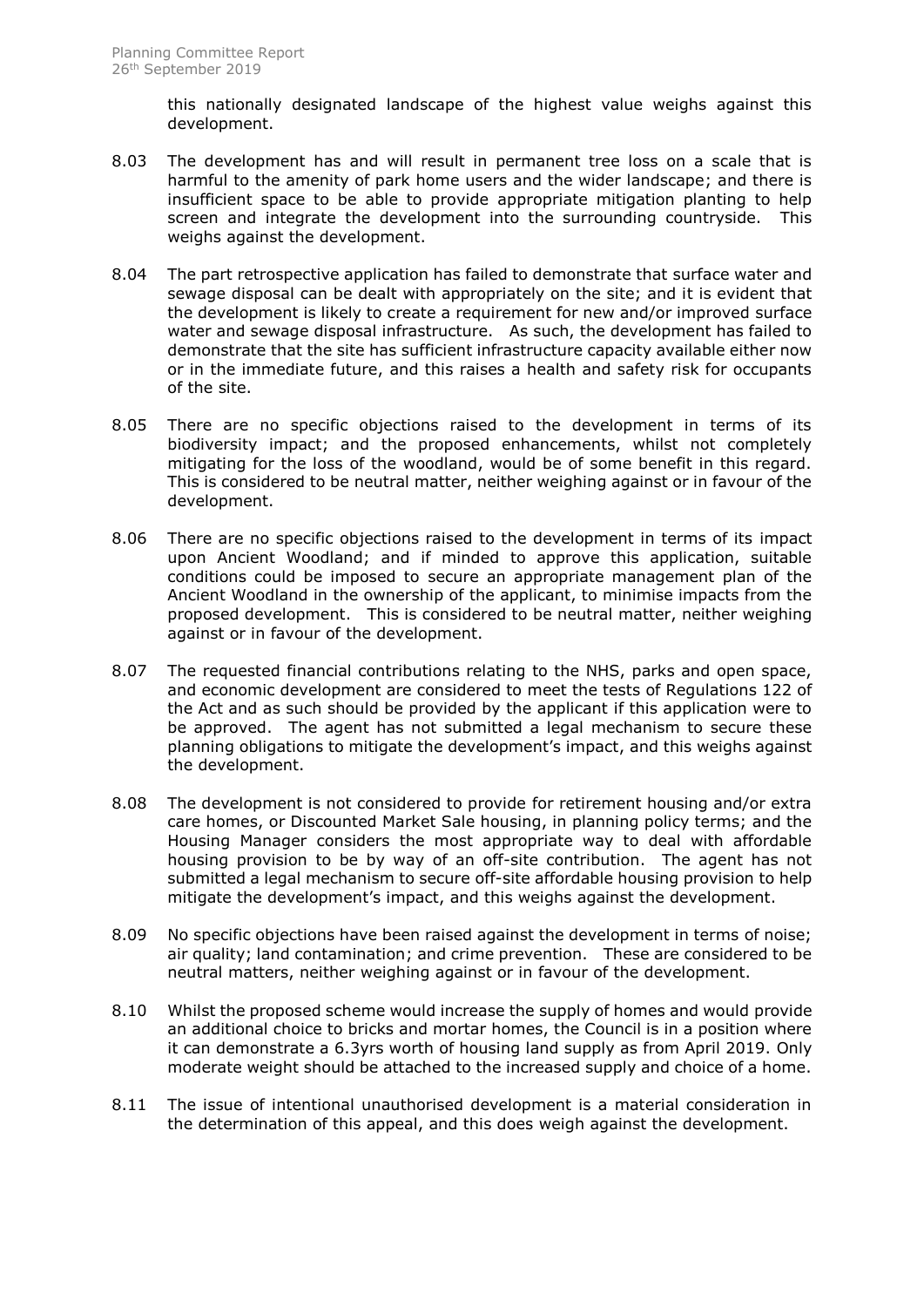this nationally designated landscape of the highest value weighs against this development.

8.03 The development has and will result in permanent tree loss on a scale that is harmful to the amenity of park home users and the wider landscape; and there is insufficient space to be able to provide appropriate mitigation planting to help screen and integrate the development into the surrounding countryside. This weighs against the development.

8.04 The part retrospective application has failed to demonstrate that surface water and sewage disposal can be dealt with appropriately on the site; and it is evident that the development is likely to create a requirement for new and/or improved surface water and sewage disposal infrastructure. As such, the development has failed to demonstrate that the site has sufficient infrastructure capacity available either now or in the immediate future, and this raises a health and safety risk for occupants of the site.

8.05 There are no specific objections raised to the development in terms of its biodiversity impact; and the proposed enhancements, whilst not completely mitigating for the loss of the woodland, would be of some benefit in this regard. This is considered to be neutral matter, neither weighing against or in favour of the development.

8.06 There are no specific objections raised to the development in terms of its impact upon Ancient Woodland; and if minded to approve this application, suitable conditions could be imposed to secure an appropriate management plan of the Ancient Woodland in the ownership of the applicant, to minimise impacts from the proposed development. This is considered to be neutral matter, neither weighing against or in favour of the development.

8.07 The requested financial contributions relating to the NHS, parks and open space, and economic development are considered to meet the tests of Regulations 122 of the Act and as such should be provided by the applicant if this application were to be approved. The agent has not submitted a legal mechanism to secure these planning obligations to mitigate the development's impact, and this weighs against the development.

8.08 The development is not considered to provide for retirement housing and/or extra care homes, or Discounted Market Sale housing, in planning policy terms; and the Housing Manager considers the most appropriate way to deal with affordable housing provision to be by way of an off-site contribution. The agent has not submitted a legal mechanism to secure off-site affordable housing provision to help mitigate the development's impact, and this weighs against the development.

8.09 No specific objections have been raised against the development in terms of noise; air quality; land contamination; and crime prevention. These are considered to be neutral matters, neither weighing against or in favour of the development.

8.10 Whilst the proposed scheme would increase the supply of homes and would provide an additional choice to bricks and mortar homes, the Council is in a position where it can demonstrate a 6.3yrs worth of housing land supply as from April 2019. Only moderate weight should be attached to the increased supply and choice of a home.

8.11 The issue of intentional unauthorised development is a material consideration in the determination of this appeal, and this does weigh against the development.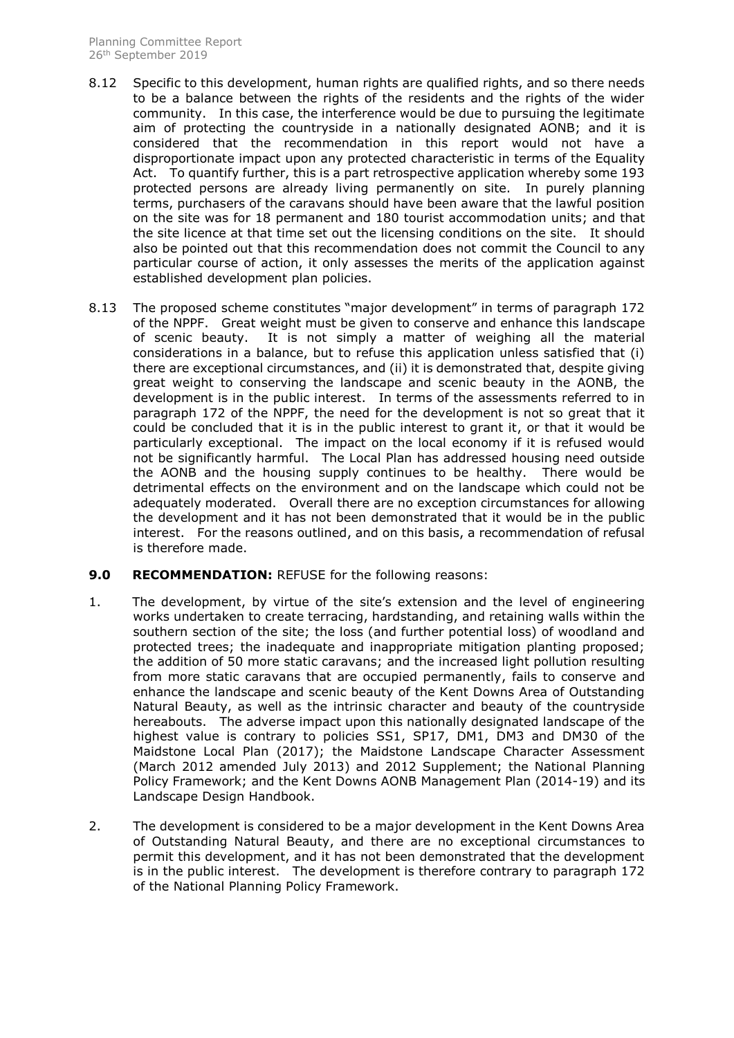8.12 Specific to this development, human rights are qualified rights, and so there needs to be a balance between the rights of the residents and the rights of the wider community. In this case, the interference would be due to pursuing the legitimate aim of protecting the countryside in a nationally designated AONB; and it is considered that the recommendation in this report would not have a disproportionate impact upon any protected characteristic in terms of the Equality Act. To quantify further, this is a part retrospective application whereby some 193 protected persons are already living permanently on site. In purely planning terms, purchasers of the caravans should have been aware that the lawful position on the site was for 18 permanent and 180 tourist accommodation units; and that the site licence at that time set out the licensing conditions on the site. It should also be pointed out that this recommendation does not commit the Council to any particular course of action, it only assesses the merits of the application against established development plan policies.

8.13 The proposed scheme constitutes "major development" in terms of paragraph 172 of the NPPF. Great weight must be given to conserve and enhance this landscape of scenic beauty. It is not simply a matter of weighing all the material considerations in a balance, but to refuse this application unless satisfied that (i) there are exceptional circumstances, and (ii) it is demonstrated that, despite giving great weight to conserving the landscape and scenic beauty in the AONB, the development is in the public interest. In terms of the assessments referred to in paragraph 172 of the NPPF, the need for the development is not so great that it could be concluded that it is in the public interest to grant it, or that it would be particularly exceptional. The impact on the local economy if it is refused would not be significantly harmful. The Local Plan has addressed housing need outside the AONB and the housing supply continues to be healthy. There would be detrimental effects on the environment and on the landscape which could not be adequately moderated. Overall there are no exception circumstances for allowing the development and it has not been demonstrated that it would be in the public interest. For the reasons outlined, and on this basis, a recommendation of refusal is therefore made.

**9.0 RECOMMENDATION:** REFUSE for the following reasons:

1. The development, by virtue of the site's extension and the level of engineering works undertaken to create terracing, hardstanding, and retaining walls within the southern section of the site; the loss (and further potential loss) of woodland and protected trees; the inadequate and inappropriate mitigation planting proposed; the addition of 50 more static caravans; and the increased light pollution resulting from more static caravans that are occupied permanently, fails to conserve and enhance the landscape and scenic beauty of the Kent Downs Area of Outstanding Natural Beauty, as well as the intrinsic character and beauty of the countryside hereabouts. The adverse impact upon this nationally designated landscape of the highest value is contrary to policies SS1, SP17, DM1, DM3 and DM30 of the Maidstone Local Plan (2017); the Maidstone Landscape Character Assessment (March 2012 amended July 2013) and 2012 Supplement; the National Planning Policy Framework; and the Kent Downs AONB Management Plan (2014-19) and its Landscape Design Handbook.

2. The development is considered to be a major development in the Kent Downs Area of Outstanding Natural Beauty, and there are no exceptional circumstances to permit this development, and it has not been demonstrated that the development is in the public interest. The development is therefore contrary to paragraph 172 of the National Planning Policy Framework.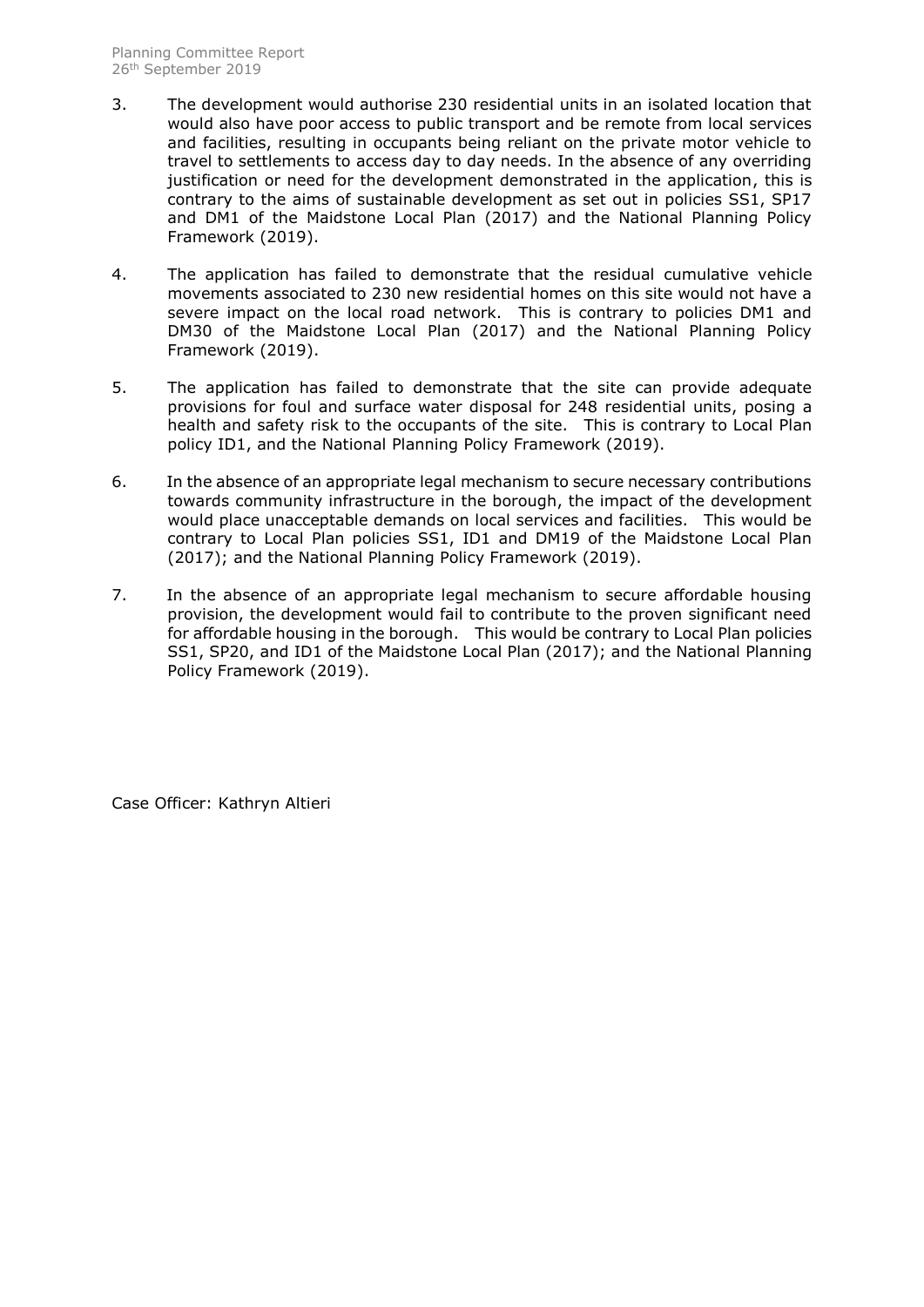3. The development would authorise 230 residential units in an isolated location that would also have poor access to public transport and be remote from local services and facilities, resulting in occupants being reliant on the private motor vehicle to travel to settlements to access day to day needs. In the absence of any overriding justification or need for the development demonstrated in the application, this is contrary to the aims of sustainable development as set out in policies SS1, SP17 and DM1 of the Maidstone Local Plan (2017) and the National Planning Policy Framework (2019).

4. The application has failed to demonstrate that the residual cumulative vehicle movements associated to 230 new residential homes on this site would not have a severe impact on the local road network. This is contrary to policies DM1 and DM30 of the Maidstone Local Plan (2017) and the National Planning Policy Framework (2019).

5. The application has failed to demonstrate that the site can provide adequate provisions for foul and surface water disposal for 248 residential units, posing a health and safety risk to the occupants of the site. This is contrary to Local Plan policy ID1, and the National Planning Policy Framework (2019).

6. In the absence of an appropriate legal mechanism to secure necessary contributions towards community infrastructure in the borough, the impact of the development would place unacceptable demands on local services and facilities. This would be contrary to Local Plan policies SS1, ID1 and DM19 of the Maidstone Local Plan (2017); and the National Planning Policy Framework (2019).

7. In the absence of an appropriate legal mechanism to secure affordable housing provision, the development would fail to contribute to the proven significant need for affordable housing in the borough. This would be contrary to Local Plan policies SS1, SP20, and ID1 of the Maidstone Local Plan (2017); and the National Planning Policy Framework (2019).

Case Officer: Kathryn Altieri